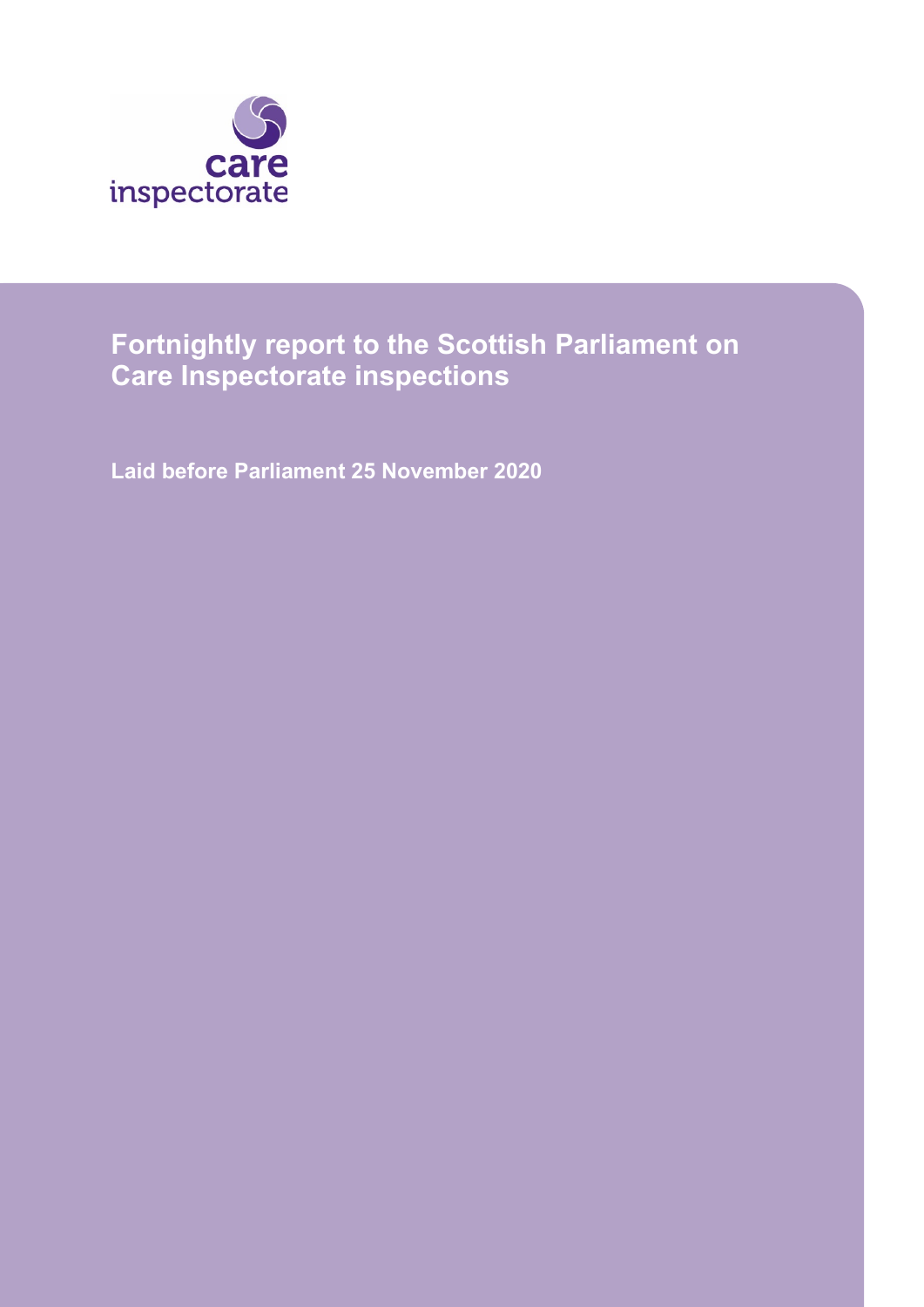care inspectorate

# Fortnightly report to the Scottish Parliament on Care Inspectorate inspections

**Laid before Parliament 25 November 2020**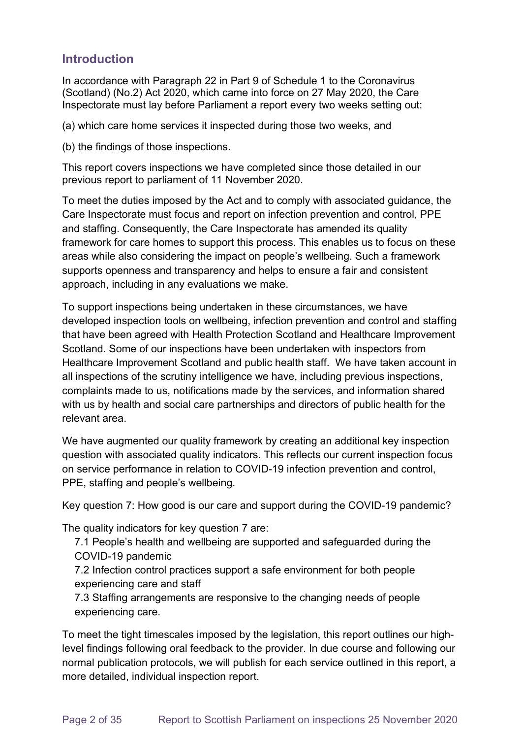## Introduction

In accordance with Paragraph 22 in Part 9 of Schedule 1 to the Coronavirus (Scotland) (No.2) Act 2020, which came into force on 27 May 2020, the Care Inspectorate must lay before Parliament a report every two weeks setting out:

(a) which care home services it inspected during those two weeks, and

(b) the findings of those inspections.

This report covers inspections we have completed since those detailed in our previous report to parliament of 11 November 2020.

To meet the duties imposed by the Act and to comply with associated guidance, the Care Inspectorate must focus and report on infection prevention and control, PPE and staffing. Consequently, the Care Inspectorate has amended its quality framework for care homes to support this process. This enables us to focus on these areas while also considering the impact on people's wellbeing. Such a framework supports openness and transparency and helps to ensure a fair and consistent approach, including in any evaluations we make.

To support inspections being undertaken in these circumstances, we have developed inspection tools on wellbeing, infection prevention and control and staffing that have been agreed with Health Protection Scotland and Healthcare Improvement Scotland. Some of our inspections have been undertaken with inspectors from Healthcare Improvement Scotland and public health staff. We have taken account in all inspections of the scrutiny intelligence we have, including previous inspections, complaints made to us, notifications made by the services, and information shared with us by health and social care partnerships and directors of public health for the relevant area.

We have augmented our quality framework by creating an additional key inspection question with associated quality indicators. This reflects our current inspection focus on service performance in relation to COVID-19 infection prevention and control, PPE, staffing and people's wellbeing.

Key question 7: How good is our care and support during the COVID-19 pandemic?

The quality indicators for key question 7 are:

7.1 People's health and wellbeing are supported and safeguarded during the COVID-19 pandemic

7.2 Infection control practices support a safe environment for both people experiencing care and staff

7.3 Staffing arrangements are responsive to the changing needs of people experiencing care.

To meet the tight timescales imposed by the legislation, this report outlines our high-level findings following oral feedback to the provider. In due course and following our normal publication protocols, we will publish for each service outlined in this report, a more detailed, individual inspection report.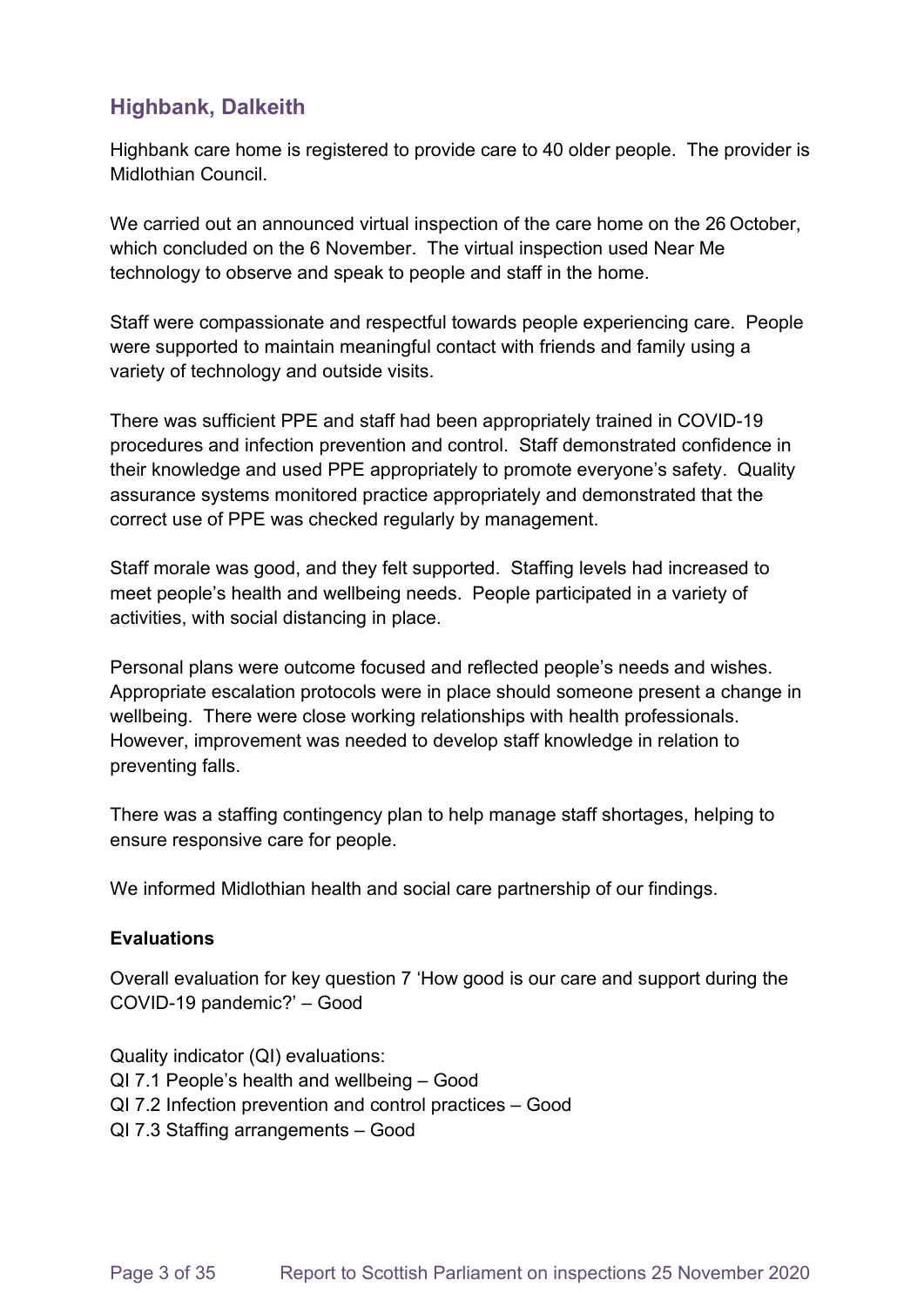## Highbank, Dalkeith

Highbank care home is registered to provide care to 40 older people. The provider is Midlothian Council.

We carried out an announced virtual inspection of the care home on the 26 October, which concluded on the 6 November. The virtual inspection used Near Me technology to observe and speak to people and staff in the home.

Staff were compassionate and respectful towards people experiencing care. People were supported to maintain meaningful contact with friends and family using a variety of technology and outside visits.

There was sufficient PPE and staff had been appropriately trained in COVID-19 procedures and infection prevention and control. Staff demonstrated confidence in their knowledge and used PPE appropriately to promote everyone's safety. Quality assurance systems monitored practice appropriately and demonstrated that the correct use of PPE was checked regularly by management.

Staff morale was good, and they felt supported. Staffing levels had increased to meet people's health and wellbeing needs. People participated in a variety of activities, with social distancing in place.

Personal plans were outcome focused and reflected people's needs and wishes. Appropriate escalation protocols were in place should someone present a change in wellbeing. There were close working relationships with health professionals. However, improvement was needed to develop staff knowledge in relation to preventing falls.

There was a staffing contingency plan to help manage staff shortages, helping to ensure responsive care for people.

We informed Midlothian health and social care partnership of our findings.

**Evaluations**

Overall evaluation for key question 7 'How good is our care and support during the COVID-19 pandemic?' – Good

Quality indicator (QI) evaluations:
QI 7.1 People's health and wellbeing – Good
QI 7.2 Infection prevention and control practices – Good
QI 7.3 Staffing arrangements – Good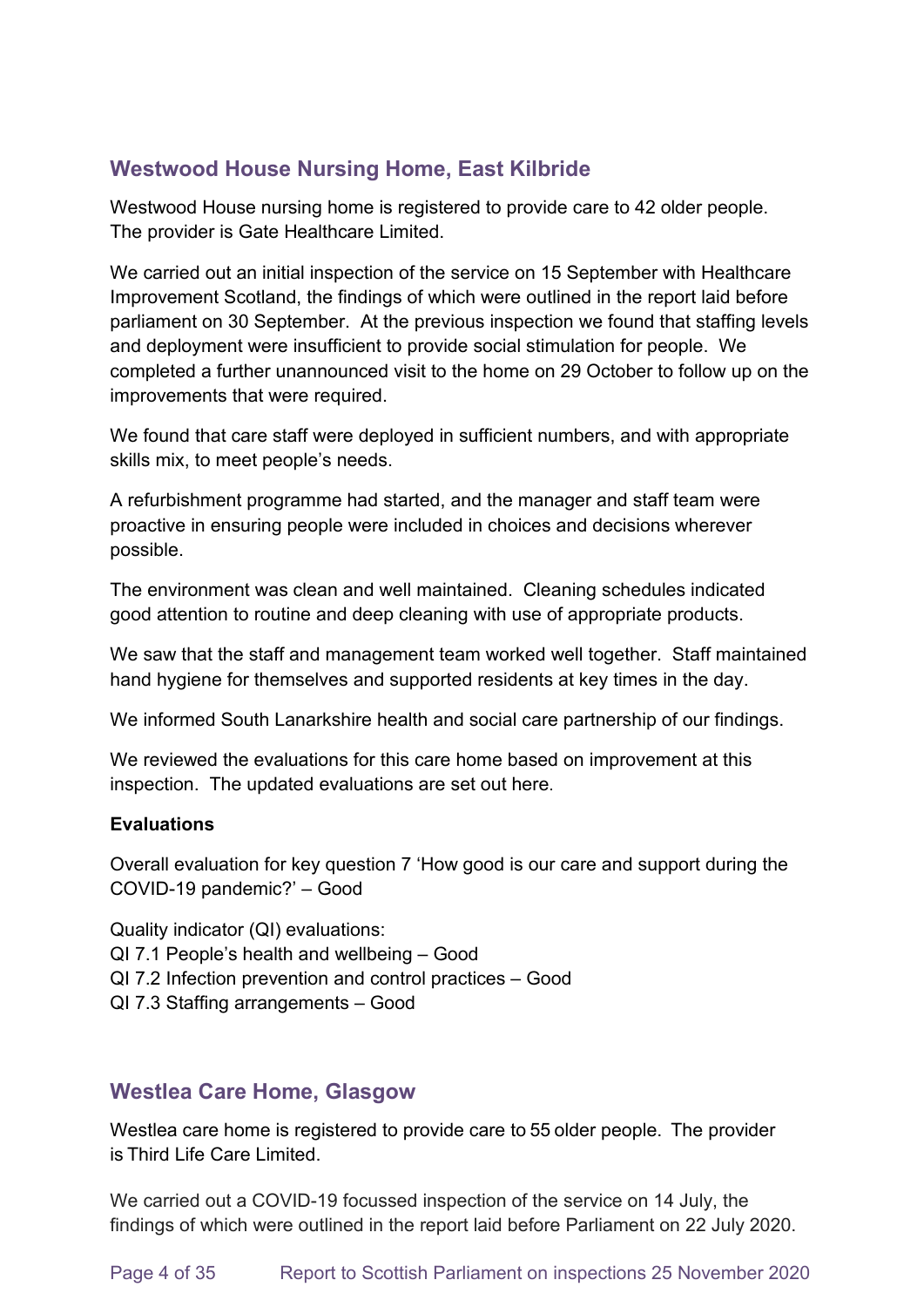## Westwood House Nursing Home, East Kilbride

Westwood House nursing home is registered to provide care to 42 older people. The provider is Gate Healthcare Limited.

We carried out an initial inspection of the service on 15 September with Healthcare Improvement Scotland, the findings of which were outlined in the report laid before parliament on 30 September. At the previous inspection we found that staffing levels and deployment were insufficient to provide social stimulation for people. We completed a further unannounced visit to the home on 29 October to follow up on the improvements that were required.

We found that care staff were deployed in sufficient numbers, and with appropriate skills mix, to meet people's needs.

A refurbishment programme had started, and the manager and staff team were proactive in ensuring people were included in choices and decisions wherever possible.

The environment was clean and well maintained. Cleaning schedules indicated good attention to routine and deep cleaning with use of appropriate products.

We saw that the staff and management team worked well together. Staff maintained hand hygiene for themselves and supported residents at key times in the day.

We informed South Lanarkshire health and social care partnership of our findings.

We reviewed the evaluations for this care home based on improvement at this inspection. The updated evaluations are set out here.

**Evaluations**

Overall evaluation for key question 7 'How good is our care and support during the COVID-19 pandemic?' – Good

Quality indicator (QI) evaluations:
QI 7.1 People's health and wellbeing – Good
QI 7.2 Infection prevention and control practices – Good
QI 7.3 Staffing arrangements – Good

## Westlea Care Home, Glasgow

Westlea care home is registered to provide care to 55 older people. The provider is Third Life Care Limited.

We carried out a COVID-19 focussed inspection of the service on 14 July, the findings of which were outlined in the report laid before Parliament on 22 July 2020.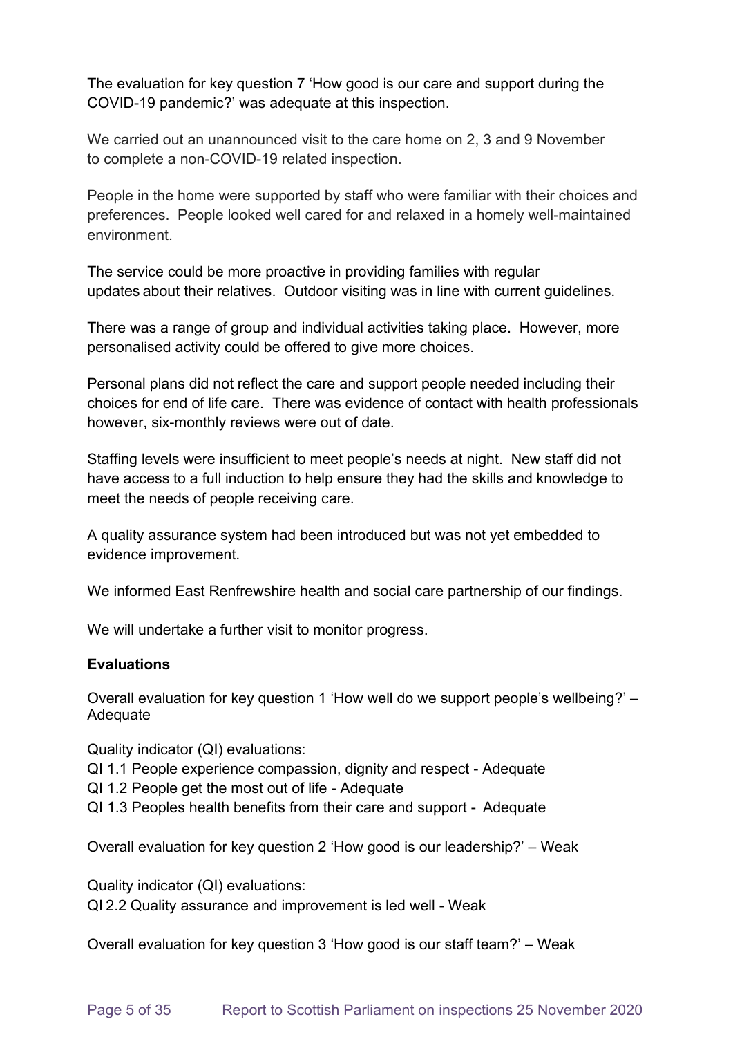The evaluation for key question 7 'How good is our care and support during the COVID-19 pandemic?' was adequate at this inspection.

We carried out an unannounced visit to the care home on 2, 3 and 9 November to complete a non-COVID-19 related inspection.

People in the home were supported by staff who were familiar with their choices and preferences. People looked well cared for and relaxed in a homely well-maintained environment.

The service could be more proactive in providing families with regular updates about their relatives. Outdoor visiting was in line with current guidelines.

There was a range of group and individual activities taking place. However, more personalised activity could be offered to give more choices.

Personal plans did not reflect the care and support people needed including their choices for end of life care. There was evidence of contact with health professionals however, six-monthly reviews were out of date.

Staffing levels were insufficient to meet people's needs at night. New staff did not have access to a full induction to help ensure they had the skills and knowledge to meet the needs of people receiving care.

A quality assurance system had been introduced but was not yet embedded to evidence improvement.

We informed East Renfrewshire health and social care partnership of our findings.

We will undertake a further visit to monitor progress.

**Evaluations**

Overall evaluation for key question 1 'How well do we support people's wellbeing?' – Adequate

Quality indicator (QI) evaluations:
QI 1.1 People experience compassion, dignity and respect - Adequate
QI 1.2 People get the most out of life - Adequate
QI 1.3 Peoples health benefits from their care and support - Adequate

Overall evaluation for key question 2 'How good is our leadership?' – Weak

Quality indicator (QI) evaluations:
QI 2.2 Quality assurance and improvement is led well - Weak

Overall evaluation for key question 3 'How good is our staff team?' – Weak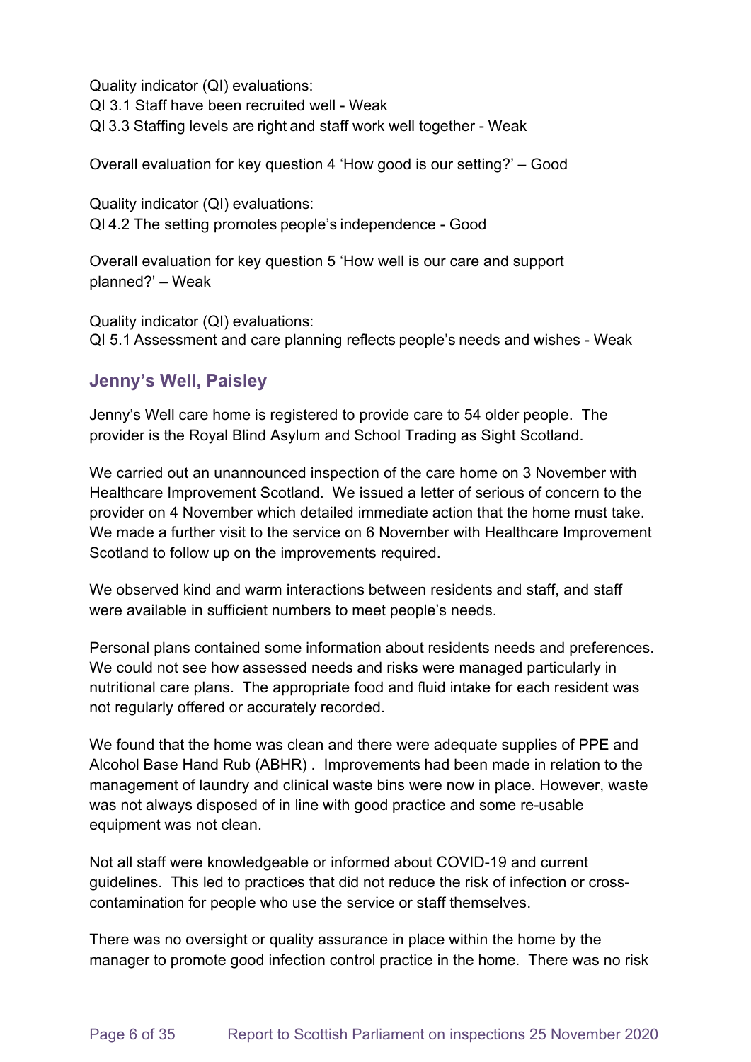Quality indicator (QI) evaluations:
QI 3.1 Staff have been recruited well - Weak
QI 3.3 Staffing levels are right and staff work well together - Weak

Overall evaluation for key question 4 'How good is our setting?' – Good

Quality indicator (QI) evaluations:
QI 4.2 The setting promotes people's independence - Good

Overall evaluation for key question 5 'How well is our care and support planned?' – Weak

Quality indicator (QI) evaluations:
QI 5.1 Assessment and care planning reflects people's needs and wishes - Weak

## Jenny's Well, Paisley

Jenny's Well care home is registered to provide care to 54 older people. The provider is the Royal Blind Asylum and School Trading as Sight Scotland.

We carried out an unannounced inspection of the care home on 3 November with Healthcare Improvement Scotland. We issued a letter of serious of concern to the provider on 4 November which detailed immediate action that the home must take. We made a further visit to the service on 6 November with Healthcare Improvement Scotland to follow up on the improvements required.

We observed kind and warm interactions between residents and staff, and staff were available in sufficient numbers to meet people's needs.

Personal plans contained some information about residents needs and preferences. We could not see how assessed needs and risks were managed particularly in nutritional care plans. The appropriate food and fluid intake for each resident was not regularly offered or accurately recorded.

We found that the home was clean and there were adequate supplies of PPE and Alcohol Base Hand Rub (ABHR) . Improvements had been made in relation to the management of laundry and clinical waste bins were now in place. However, waste was not always disposed of in line with good practice and some re-usable equipment was not clean.

Not all staff were knowledgeable or informed about COVID-19 and current guidelines. This led to practices that did not reduce the risk of infection or cross-contamination for people who use the service or staff themselves.

There was no oversight or quality assurance in place within the home by the manager to promote good infection control practice in the home. There was no risk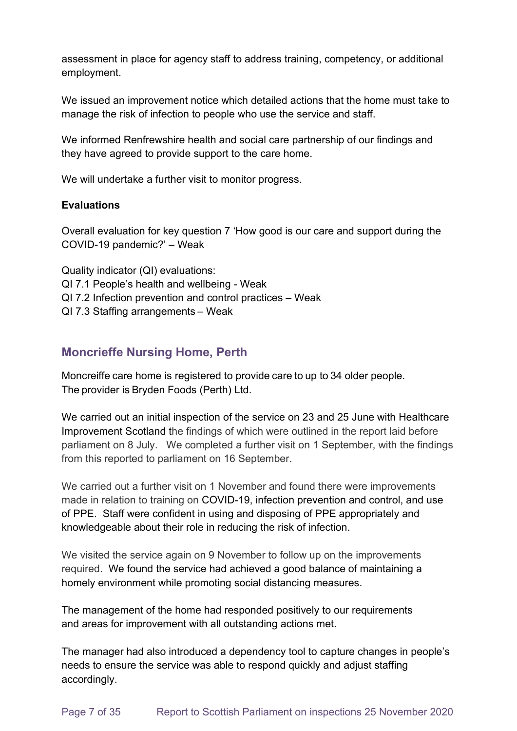assessment in place for agency staff to address training, competency, or additional employment.

We issued an improvement notice which detailed actions that the home must take to manage the risk of infection to people who use the service and staff.

We informed Renfrewshire health and social care partnership of our findings and they have agreed to provide support to the care home.

We will undertake a further visit to monitor progress.

**Evaluations**

Overall evaluation for key question 7 'How good is our care and support during the COVID-19 pandemic?' – Weak

Quality indicator (QI) evaluations:
QI 7.1 People's health and wellbeing - Weak
QI 7.2 Infection prevention and control practices – Weak
QI 7.3 Staffing arrangements – Weak

## Moncrieffe Nursing Home, Perth

Moncreiffe care home is registered to provide care to up to 34 older people. The provider is Bryden Foods (Perth) Ltd.

We carried out an initial inspection of the service on 23 and 25 June with Healthcare Improvement Scotland the findings of which were outlined in the report laid before parliament on 8 July. We completed a further visit on 1 September, with the findings from this reported to parliament on 16 September.

We carried out a further visit on 1 November and found there were improvements made in relation to training on COVID-19, infection prevention and control, and use of PPE. Staff were confident in using and disposing of PPE appropriately and knowledgeable about their role in reducing the risk of infection.

We visited the service again on 9 November to follow up on the improvements required. We found the service had achieved a good balance of maintaining a homely environment while promoting social distancing measures.

The management of the home had responded positively to our requirements and areas for improvement with all outstanding actions met.

The manager had also introduced a dependency tool to capture changes in people's needs to ensure the service was able to respond quickly and adjust staffing accordingly.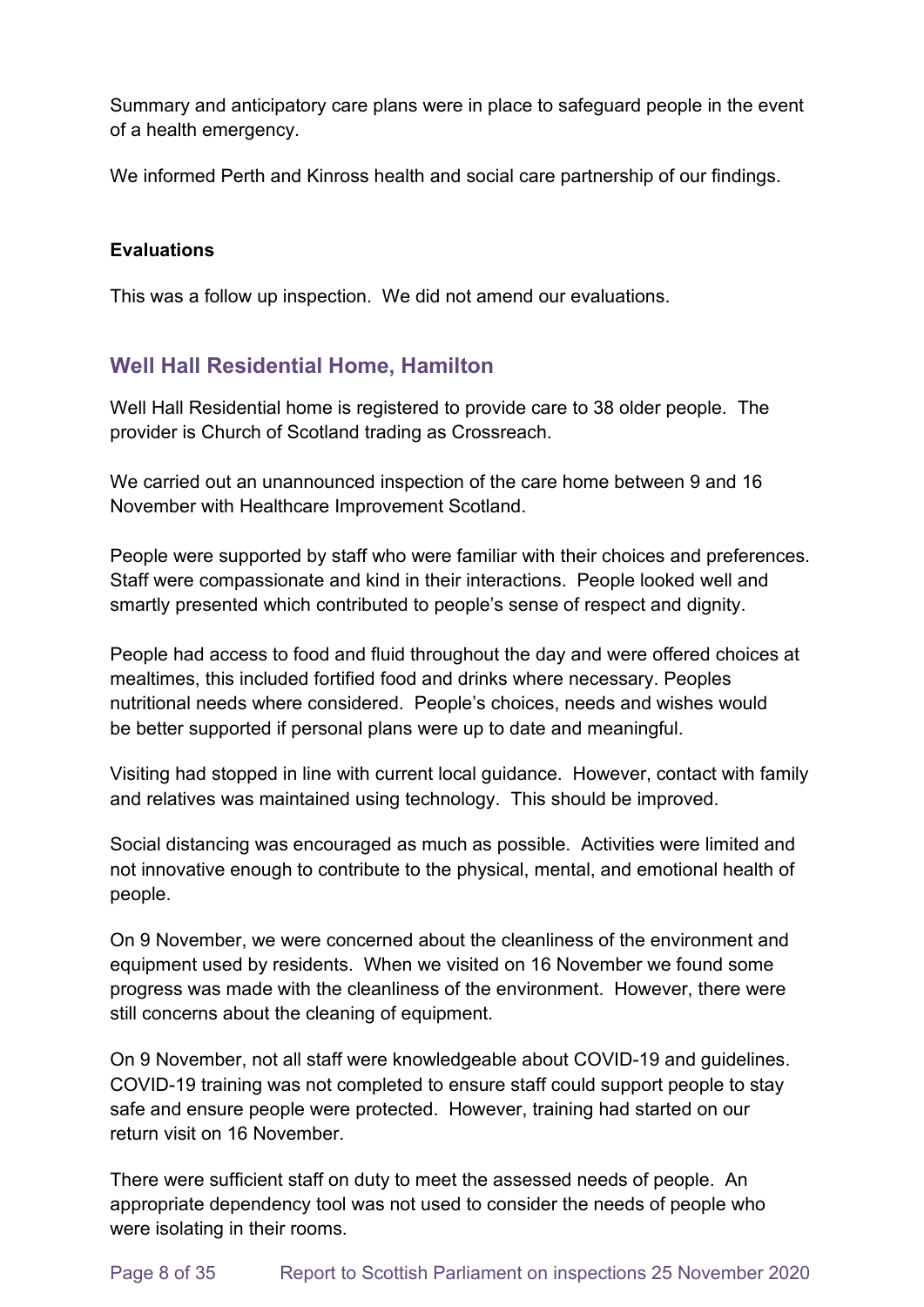Summary and anticipatory care plans were in place to safeguard people in the event of a health emergency.

We informed Perth and Kinross health and social care partnership of our findings.

**Evaluations**

This was a follow up inspection. We did not amend our evaluations.

## Well Hall Residential Home, Hamilton

Well Hall Residential home is registered to provide care to 38 older people. The provider is Church of Scotland trading as Crossreach.

We carried out an unannounced inspection of the care home between 9 and 16 November with Healthcare Improvement Scotland.

People were supported by staff who were familiar with their choices and preferences. Staff were compassionate and kind in their interactions. People looked well and smartly presented which contributed to people's sense of respect and dignity.

People had access to food and fluid throughout the day and were offered choices at mealtimes, this included fortified food and drinks where necessary. Peoples nutritional needs where considered. People's choices, needs and wishes would be better supported if personal plans were up to date and meaningful.

Visiting had stopped in line with current local guidance. However, contact with family and relatives was maintained using technology. This should be improved.

Social distancing was encouraged as much as possible. Activities were limited and not innovative enough to contribute to the physical, mental, and emotional health of people.

On 9 November, we were concerned about the cleanliness of the environment and equipment used by residents. When we visited on 16 November we found some progress was made with the cleanliness of the environment. However, there were still concerns about the cleaning of equipment.

On 9 November, not all staff were knowledgeable about COVID-19 and guidelines. COVID-19 training was not completed to ensure staff could support people to stay safe and ensure people were protected. However, training had started on our return visit on 16 November.

There were sufficient staff on duty to meet the assessed needs of people. An appropriate dependency tool was not used to consider the needs of people who were isolating in their rooms.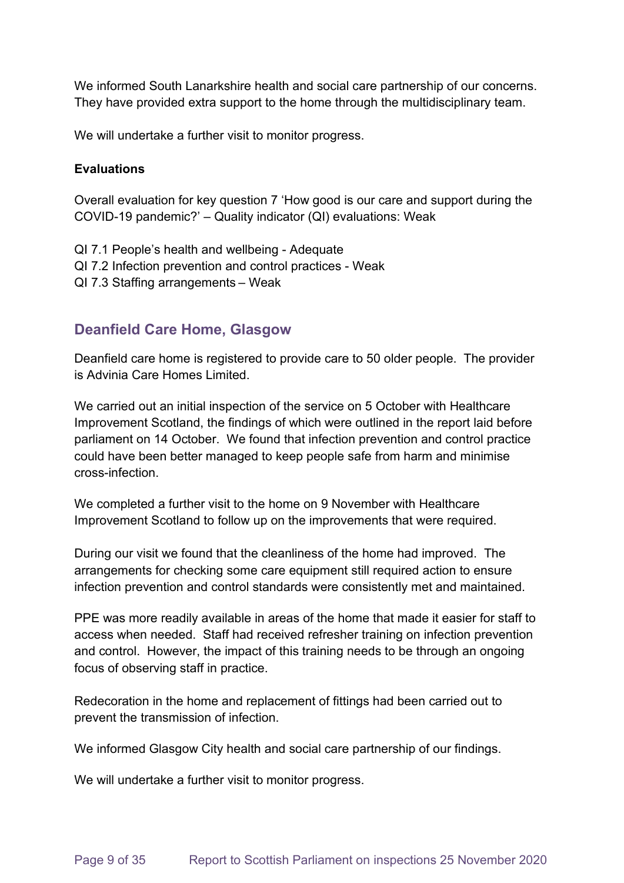We informed South Lanarkshire health and social care partnership of our concerns. They have provided extra support to the home through the multidisciplinary team.

We will undertake a further visit to monitor progress.

**Evaluations**

Overall evaluation for key question 7 'How good is our care and support during the COVID-19 pandemic?' – Quality indicator (QI) evaluations: Weak

QI 7.1 People's health and wellbeing - Adequate
QI 7.2 Infection prevention and control practices - Weak
QI 7.3 Staffing arrangements – Weak

## Deanfield Care Home, Glasgow

Deanfield care home is registered to provide care to 50 older people. The provider is Advinia Care Homes Limited.

We carried out an initial inspection of the service on 5 October with Healthcare Improvement Scotland, the findings of which were outlined in the report laid before parliament on 14 October. We found that infection prevention and control practice could have been better managed to keep people safe from harm and minimise cross-infection.

We completed a further visit to the home on 9 November with Healthcare Improvement Scotland to follow up on the improvements that were required.

During our visit we found that the cleanliness of the home had improved. The arrangements for checking some care equipment still required action to ensure infection prevention and control standards were consistently met and maintained.

PPE was more readily available in areas of the home that made it easier for staff to access when needed. Staff had received refresher training on infection prevention and control. However, the impact of this training needs to be through an ongoing focus of observing staff in practice.

Redecoration in the home and replacement of fittings had been carried out to prevent the transmission of infection.

We informed Glasgow City health and social care partnership of our findings.

We will undertake a further visit to monitor progress.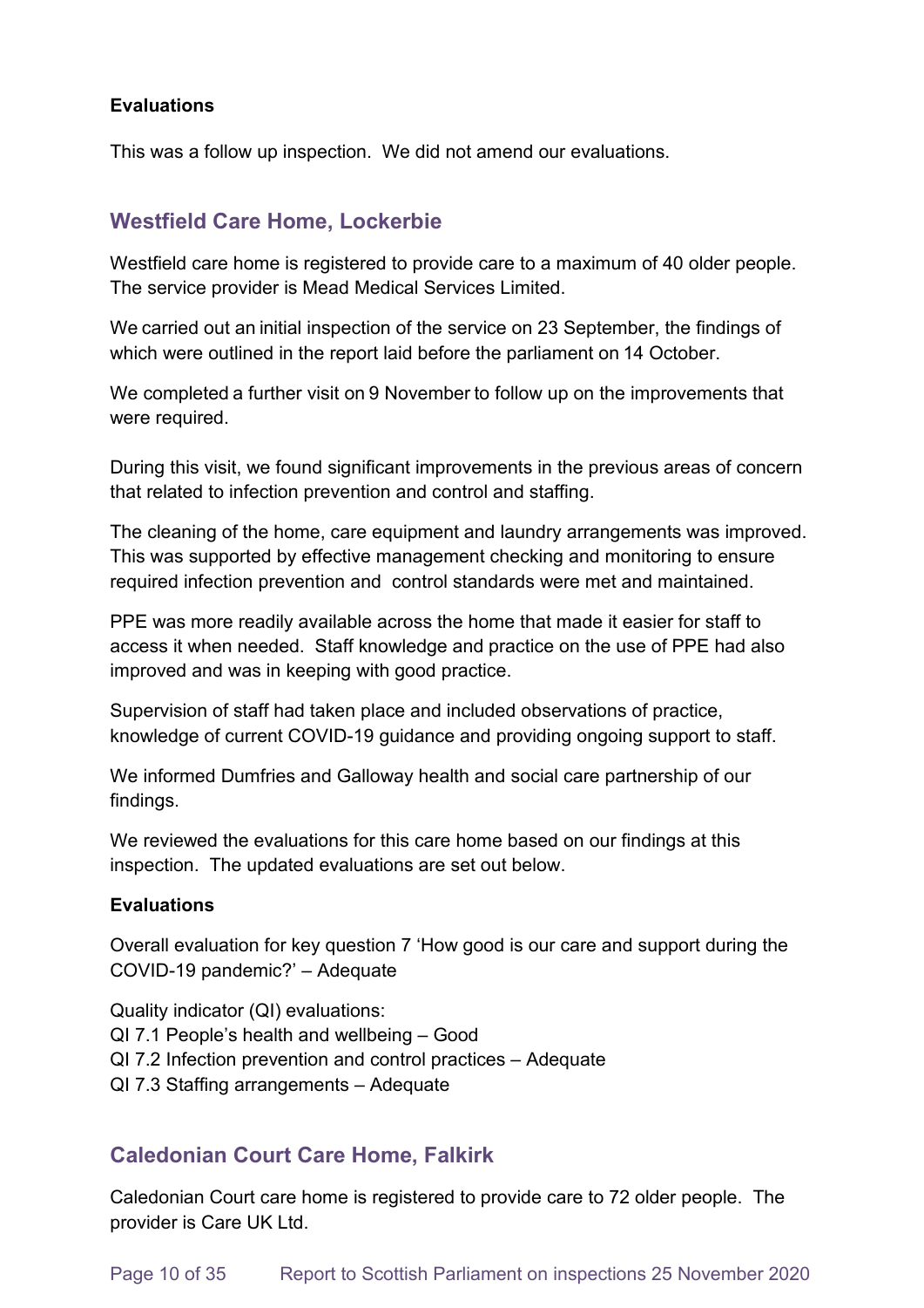**Evaluations**

This was a follow up inspection. We did not amend our evaluations.

## Westfield Care Home, Lockerbie

Westfield care home is registered to provide care to a maximum of 40 older people. The service provider is Mead Medical Services Limited.

We carried out an initial inspection of the service on 23 September, the findings of which were outlined in the report laid before the parliament on 14 October.

We completed a further visit on 9 November to follow up on the improvements that were required.

During this visit, we found significant improvements in the previous areas of concern that related to infection prevention and control and staffing.

The cleaning of the home, care equipment and laundry arrangements was improved. This was supported by effective management checking and monitoring to ensure required infection prevention and control standards were met and maintained.

PPE was more readily available across the home that made it easier for staff to access it when needed. Staff knowledge and practice on the use of PPE had also improved and was in keeping with good practice.

Supervision of staff had taken place and included observations of practice, knowledge of current COVID-19 guidance and providing ongoing support to staff.

We informed Dumfries and Galloway health and social care partnership of our findings.

We reviewed the evaluations for this care home based on our findings at this inspection. The updated evaluations are set out below.

**Evaluations**

Overall evaluation for key question 7 'How good is our care and support during the COVID-19 pandemic?' – Adequate

Quality indicator (QI) evaluations:
QI 7.1 People's health and wellbeing – Good
QI 7.2 Infection prevention and control practices – Adequate
QI 7.3 Staffing arrangements – Adequate

## Caledonian Court Care Home, Falkirk

Caledonian Court care home is registered to provide care to 72 older people. The provider is Care UK Ltd.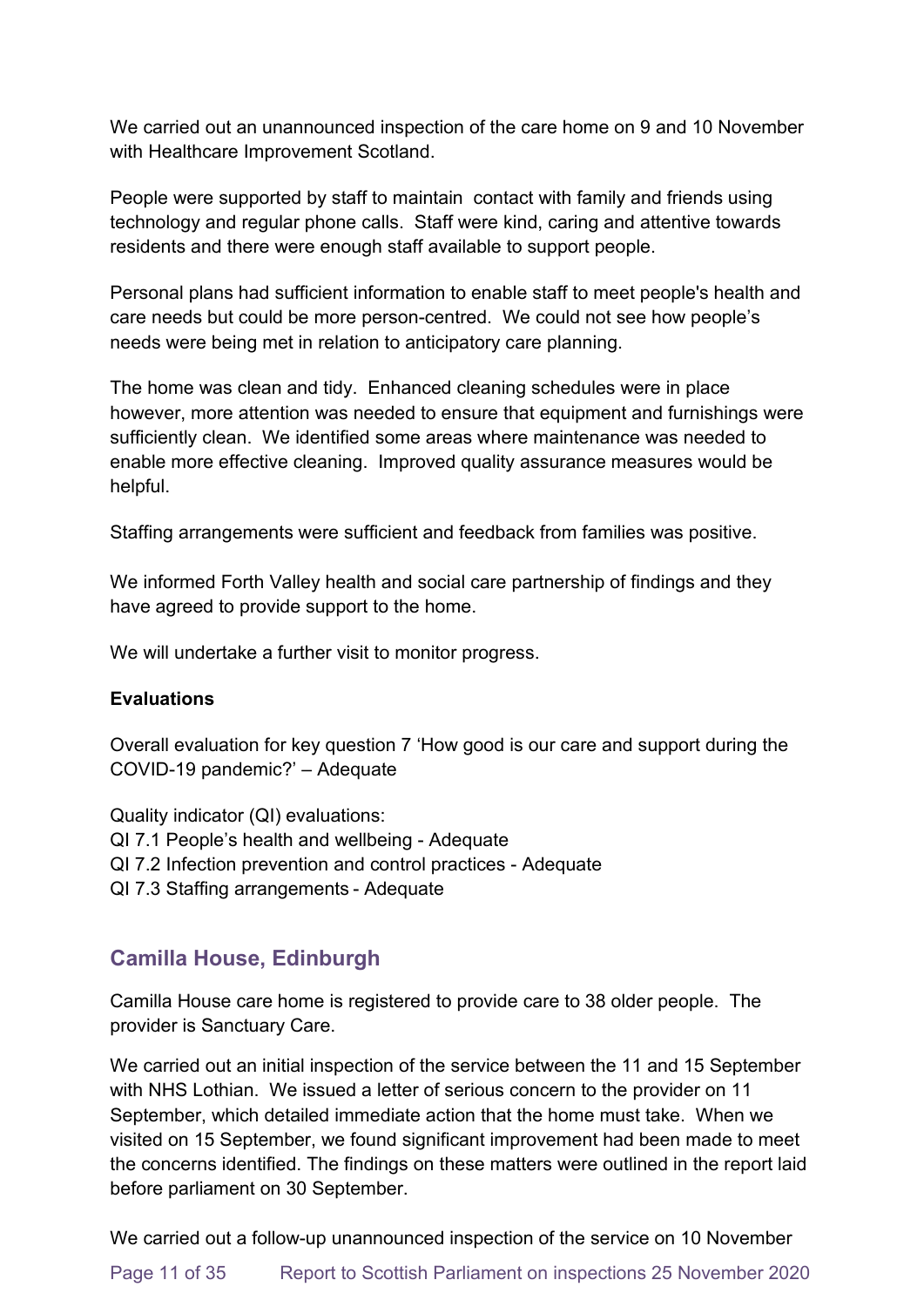We carried out an unannounced inspection of the care home on 9 and 10 November with Healthcare Improvement Scotland.

People were supported by staff to maintain contact with family and friends using technology and regular phone calls. Staff were kind, caring and attentive towards residents and there were enough staff available to support people.

Personal plans had sufficient information to enable staff to meet people's health and care needs but could be more person-centred. We could not see how people's needs were being met in relation to anticipatory care planning.

The home was clean and tidy. Enhanced cleaning schedules were in place however, more attention was needed to ensure that equipment and furnishings were sufficiently clean. We identified some areas where maintenance was needed to enable more effective cleaning. Improved quality assurance measures would be helpful.

Staffing arrangements were sufficient and feedback from families was positive.

We informed Forth Valley health and social care partnership of findings and they have agreed to provide support to the home.

We will undertake a further visit to monitor progress.

**Evaluations**

Overall evaluation for key question 7 'How good is our care and support during the COVID-19 pandemic?' – Adequate

Quality indicator (QI) evaluations:
QI 7.1 People's health and wellbeing - Adequate
QI 7.2 Infection prevention and control practices - Adequate
QI 7.3 Staffing arrangements - Adequate

## Camilla House, Edinburgh

Camilla House care home is registered to provide care to 38 older people. The provider is Sanctuary Care.

We carried out an initial inspection of the service between the 11 and 15 September with NHS Lothian. We issued a letter of serious concern to the provider on 11 September, which detailed immediate action that the home must take. When we visited on 15 September, we found significant improvement had been made to meet the concerns identified. The findings on these matters were outlined in the report laid before parliament on 30 September.

We carried out a follow-up unannounced inspection of the service on 10 November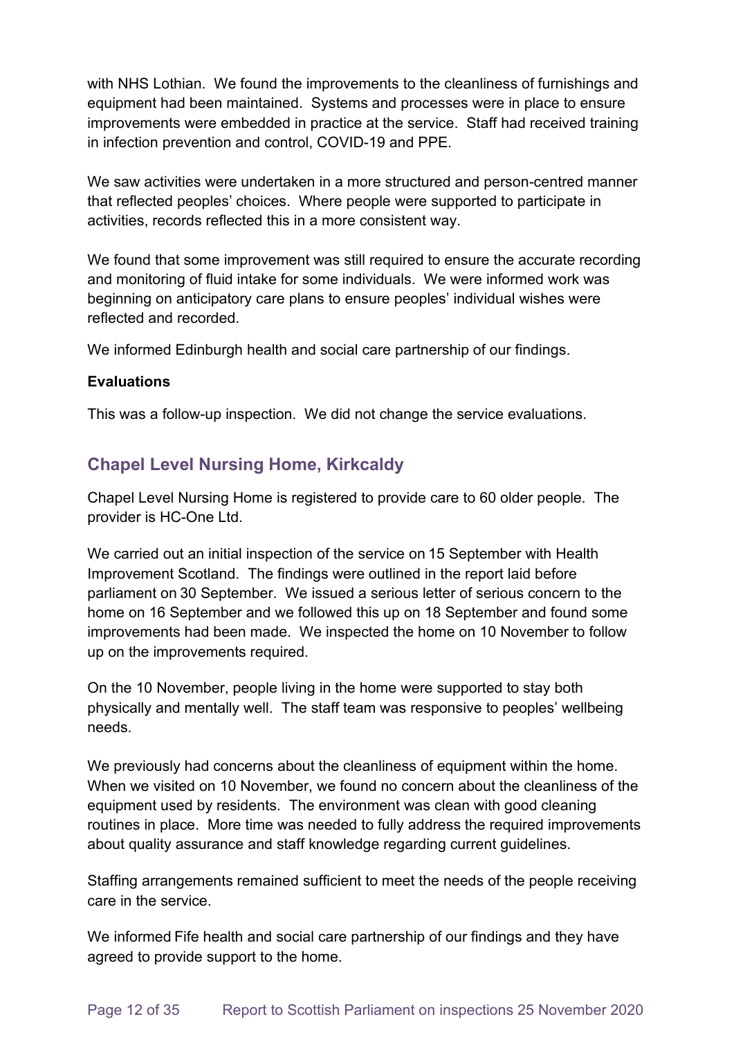with NHS Lothian. We found the improvements to the cleanliness of furnishings and equipment had been maintained. Systems and processes were in place to ensure improvements were embedded in practice at the service. Staff had received training in infection prevention and control, COVID-19 and PPE.

We saw activities were undertaken in a more structured and person-centred manner that reflected peoples' choices. Where people were supported to participate in activities, records reflected this in a more consistent way.

We found that some improvement was still required to ensure the accurate recording and monitoring of fluid intake for some individuals. We were informed work was beginning on anticipatory care plans to ensure peoples' individual wishes were reflected and recorded.

We informed Edinburgh health and social care partnership of our findings.

**Evaluations**

This was a follow-up inspection. We did not change the service evaluations.

## Chapel Level Nursing Home, Kirkcaldy

Chapel Level Nursing Home is registered to provide care to 60 older people. The provider is HC-One Ltd.

We carried out an initial inspection of the service on 15 September with Health Improvement Scotland. The findings were outlined in the report laid before parliament on 30 September. We issued a serious letter of serious concern to the home on 16 September and we followed this up on 18 September and found some improvements had been made. We inspected the home on 10 November to follow up on the improvements required.

On the 10 November, people living in the home were supported to stay both physically and mentally well. The staff team was responsive to peoples' wellbeing needs.

We previously had concerns about the cleanliness of equipment within the home. When we visited on 10 November, we found no concern about the cleanliness of the equipment used by residents. The environment was clean with good cleaning routines in place. More time was needed to fully address the required improvements about quality assurance and staff knowledge regarding current guidelines.

Staffing arrangements remained sufficient to meet the needs of the people receiving care in the service.

We informed Fife health and social care partnership of our findings and they have agreed to provide support to the home.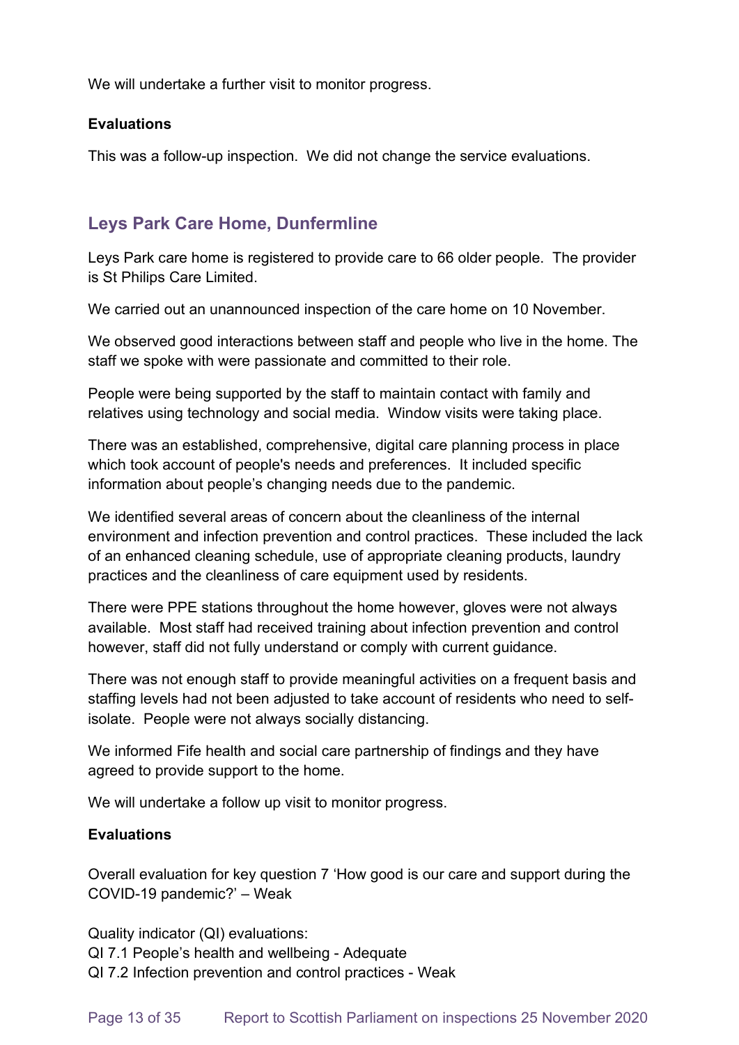We will undertake a further visit to monitor progress.

**Evaluations**

This was a follow-up inspection. We did not change the service evaluations.

## Leys Park Care Home, Dunfermline

Leys Park care home is registered to provide care to 66 older people. The provider is St Philips Care Limited.

We carried out an unannounced inspection of the care home on 10 November.

We observed good interactions between staff and people who live in the home. The staff we spoke with were passionate and committed to their role.

People were being supported by the staff to maintain contact with family and relatives using technology and social media. Window visits were taking place.

There was an established, comprehensive, digital care planning process in place which took account of people's needs and preferences. It included specific information about people's changing needs due to the pandemic.

We identified several areas of concern about the cleanliness of the internal environment and infection prevention and control practices. These included the lack of an enhanced cleaning schedule, use of appropriate cleaning products, laundry practices and the cleanliness of care equipment used by residents.

There were PPE stations throughout the home however, gloves were not always available. Most staff had received training about infection prevention and control however, staff did not fully understand or comply with current guidance.

There was not enough staff to provide meaningful activities on a frequent basis and staffing levels had not been adjusted to take account of residents who need to self-isolate. People were not always socially distancing.

We informed Fife health and social care partnership of findings and they have agreed to provide support to the home.

We will undertake a follow up visit to monitor progress.

**Evaluations**

Overall evaluation for key question 7 'How good is our care and support during the COVID-19 pandemic?' – Weak

Quality indicator (QI) evaluations:
QI 7.1 People's health and wellbeing - Adequate
QI 7.2 Infection prevention and control practices - Weak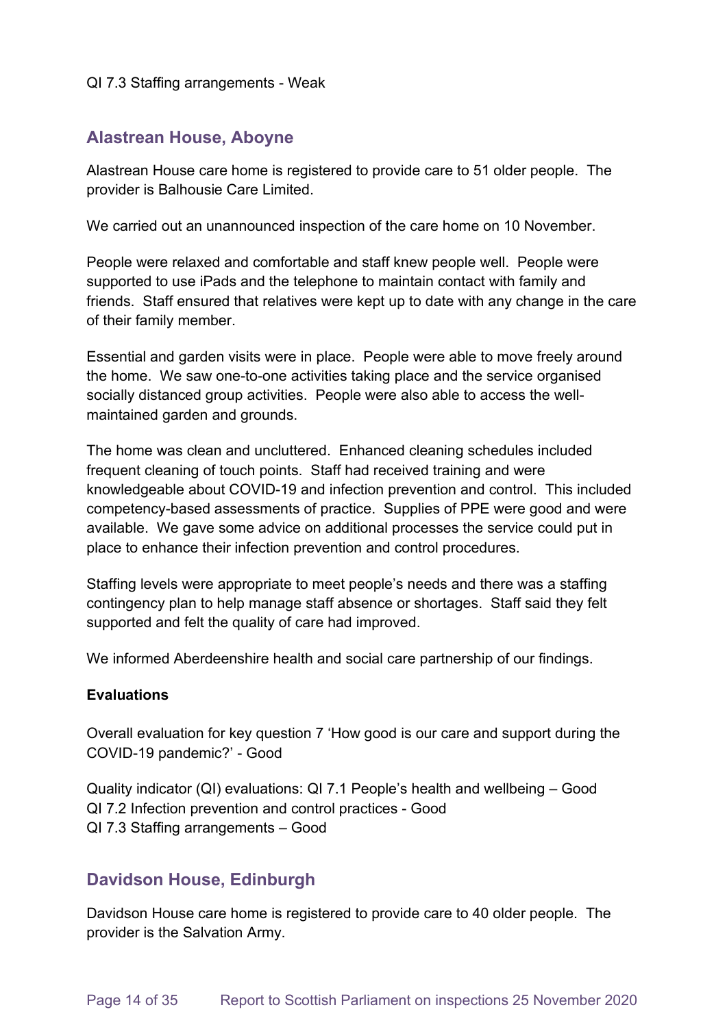QI 7.3 Staffing arrangements - Weak

## Alastrean House, Aboyne

Alastrean House care home is registered to provide care to 51 older people. The provider is Balhousie Care Limited.

We carried out an unannounced inspection of the care home on 10 November.

People were relaxed and comfortable and staff knew people well. People were supported to use iPads and the telephone to maintain contact with family and friends. Staff ensured that relatives were kept up to date with any change in the care of their family member.

Essential and garden visits were in place. People were able to move freely around the home. We saw one-to-one activities taking place and the service organised socially distanced group activities. People were also able to access the well-maintained garden and grounds.

The home was clean and uncluttered. Enhanced cleaning schedules included frequent cleaning of touch points. Staff had received training and were knowledgeable about COVID-19 and infection prevention and control. This included competency-based assessments of practice. Supplies of PPE were good and were available. We gave some advice on additional processes the service could put in place to enhance their infection prevention and control procedures.

Staffing levels were appropriate to meet people's needs and there was a staffing contingency plan to help manage staff absence or shortages. Staff said they felt supported and felt the quality of care had improved.

We informed Aberdeenshire health and social care partnership of our findings.

**Evaluations**

Overall evaluation for key question 7 'How good is our care and support during the COVID-19 pandemic?' - Good

Quality indicator (QI) evaluations: QI 7.1 People's health and wellbeing – Good
QI 7.2 Infection prevention and control practices - Good
QI 7.3 Staffing arrangements – Good

## Davidson House, Edinburgh

Davidson House care home is registered to provide care to 40 older people. The provider is the Salvation Army.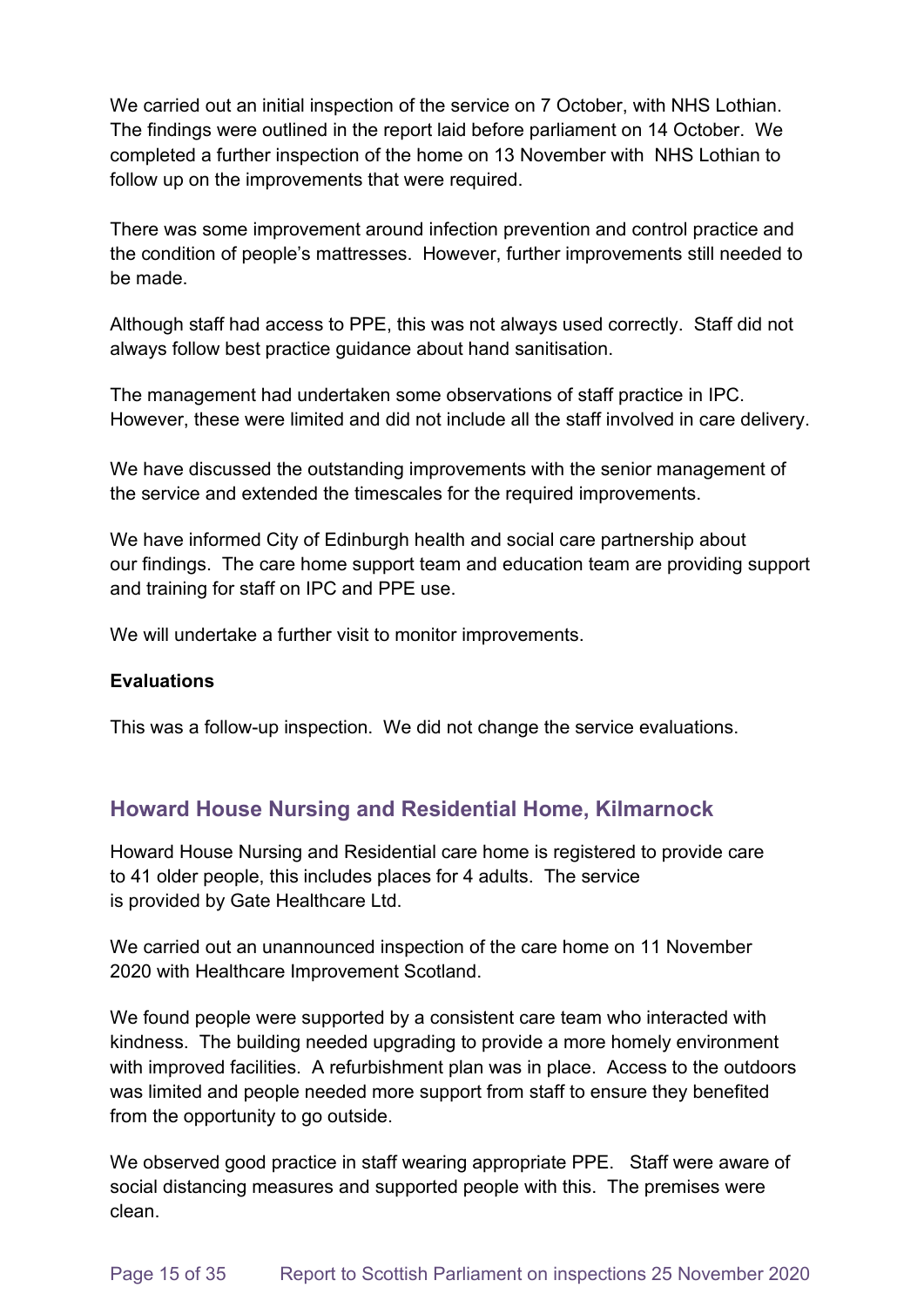We carried out an initial inspection of the service on 7 October, with NHS Lothian. The findings were outlined in the report laid before parliament on 14 October. We completed a further inspection of the home on 13 November with NHS Lothian to follow up on the improvements that were required.

There was some improvement around infection prevention and control practice and the condition of people's mattresses. However, further improvements still needed to be made.

Although staff had access to PPE, this was not always used correctly. Staff did not always follow best practice guidance about hand sanitisation.

The management had undertaken some observations of staff practice in IPC. However, these were limited and did not include all the staff involved in care delivery.

We have discussed the outstanding improvements with the senior management of the service and extended the timescales for the required improvements.

We have informed City of Edinburgh health and social care partnership about our findings. The care home support team and education team are providing support and training for staff on IPC and PPE use.

We will undertake a further visit to monitor improvements.

**Evaluations**

This was a follow-up inspection. We did not change the service evaluations.

## Howard House Nursing and Residential Home, Kilmarnock

Howard House Nursing and Residential care home is registered to provide care to 41 older people, this includes places for 4 adults. The service is provided by Gate Healthcare Ltd.

We carried out an unannounced inspection of the care home on 11 November 2020 with Healthcare Improvement Scotland.

We found people were supported by a consistent care team who interacted with kindness. The building needed upgrading to provide a more homely environment with improved facilities. A refurbishment plan was in place. Access to the outdoors was limited and people needed more support from staff to ensure they benefited from the opportunity to go outside.

We observed good practice in staff wearing appropriate PPE. Staff were aware of social distancing measures and supported people with this. The premises were clean.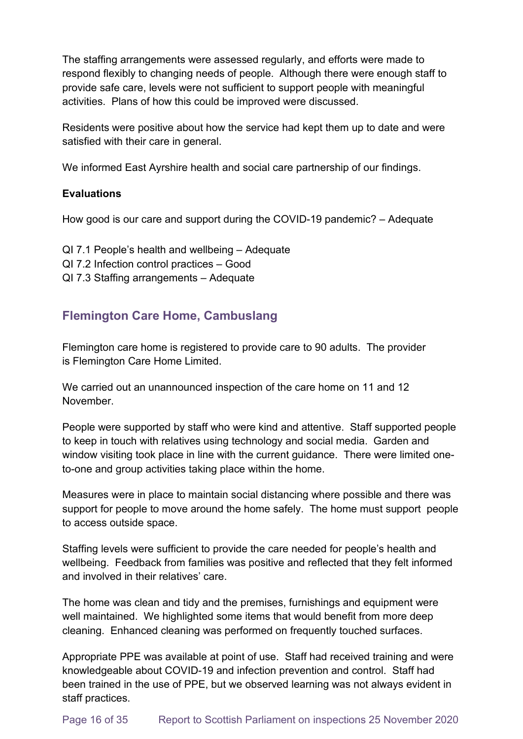The staffing arrangements were assessed regularly, and efforts were made to respond flexibly to changing needs of people. Although there were enough staff to provide safe care, levels were not sufficient to support people with meaningful activities. Plans of how this could be improved were discussed.

Residents were positive about how the service had kept them up to date and were satisfied with their care in general.

We informed East Ayrshire health and social care partnership of our findings.

**Evaluations**

How good is our care and support during the COVID-19 pandemic? – Adequate

QI 7.1 People's health and wellbeing – Adequate
QI 7.2 Infection control practices – Good
QI 7.3 Staffing arrangements – Adequate

## Flemington Care Home, Cambuslang

Flemington care home is registered to provide care to 90 adults. The provider is Flemington Care Home Limited.

We carried out an unannounced inspection of the care home on 11 and 12 November.

People were supported by staff who were kind and attentive. Staff supported people to keep in touch with relatives using technology and social media. Garden and window visiting took place in line with the current guidance. There were limited one-to-one and group activities taking place within the home.

Measures were in place to maintain social distancing where possible and there was support for people to move around the home safely. The home must support people to access outside space.

Staffing levels were sufficient to provide the care needed for people's health and wellbeing. Feedback from families was positive and reflected that they felt informed and involved in their relatives' care.

The home was clean and tidy and the premises, furnishings and equipment were well maintained. We highlighted some items that would benefit from more deep cleaning. Enhanced cleaning was performed on frequently touched surfaces.

Appropriate PPE was available at point of use. Staff had received training and were knowledgeable about COVID-19 and infection prevention and control. Staff had been trained in the use of PPE, but we observed learning was not always evident in staff practices.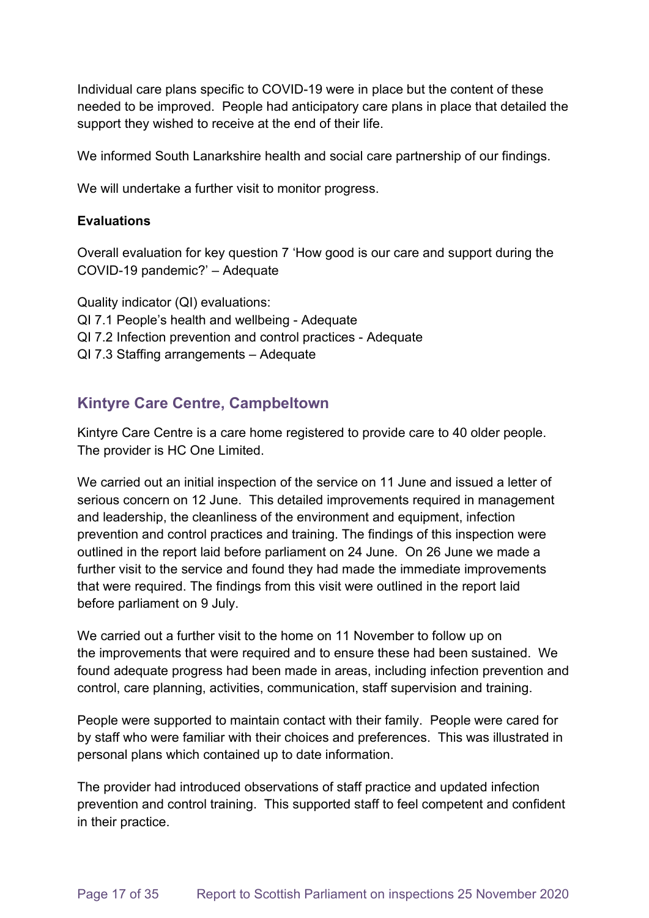Individual care plans specific to COVID-19 were in place but the content of these needed to be improved. People had anticipatory care plans in place that detailed the support they wished to receive at the end of their life.

We informed South Lanarkshire health and social care partnership of our findings.

We will undertake a further visit to monitor progress.

**Evaluations**

Overall evaluation for key question 7 'How good is our care and support during the COVID-19 pandemic?' – Adequate

Quality indicator (QI) evaluations:
QI 7.1 People's health and wellbeing - Adequate
QI 7.2 Infection prevention and control practices - Adequate
QI 7.3 Staffing arrangements – Adequate

## Kintyre Care Centre, Campbeltown

Kintyre Care Centre is a care home registered to provide care to 40 older people. The provider is HC One Limited.

We carried out an initial inspection of the service on 11 June and issued a letter of serious concern on 12 June. This detailed improvements required in management and leadership, the cleanliness of the environment and equipment, infection prevention and control practices and training. The findings of this inspection were outlined in the report laid before parliament on 24 June. On 26 June we made a further visit to the service and found they had made the immediate improvements that were required. The findings from this visit were outlined in the report laid before parliament on 9 July.

We carried out a further visit to the home on 11 November to follow up on the improvements that were required and to ensure these had been sustained. We found adequate progress had been made in areas, including infection prevention and control, care planning, activities, communication, staff supervision and training.

People were supported to maintain contact with their family. People were cared for by staff who were familiar with their choices and preferences. This was illustrated in personal plans which contained up to date information.

The provider had introduced observations of staff practice and updated infection prevention and control training. This supported staff to feel competent and confident in their practice.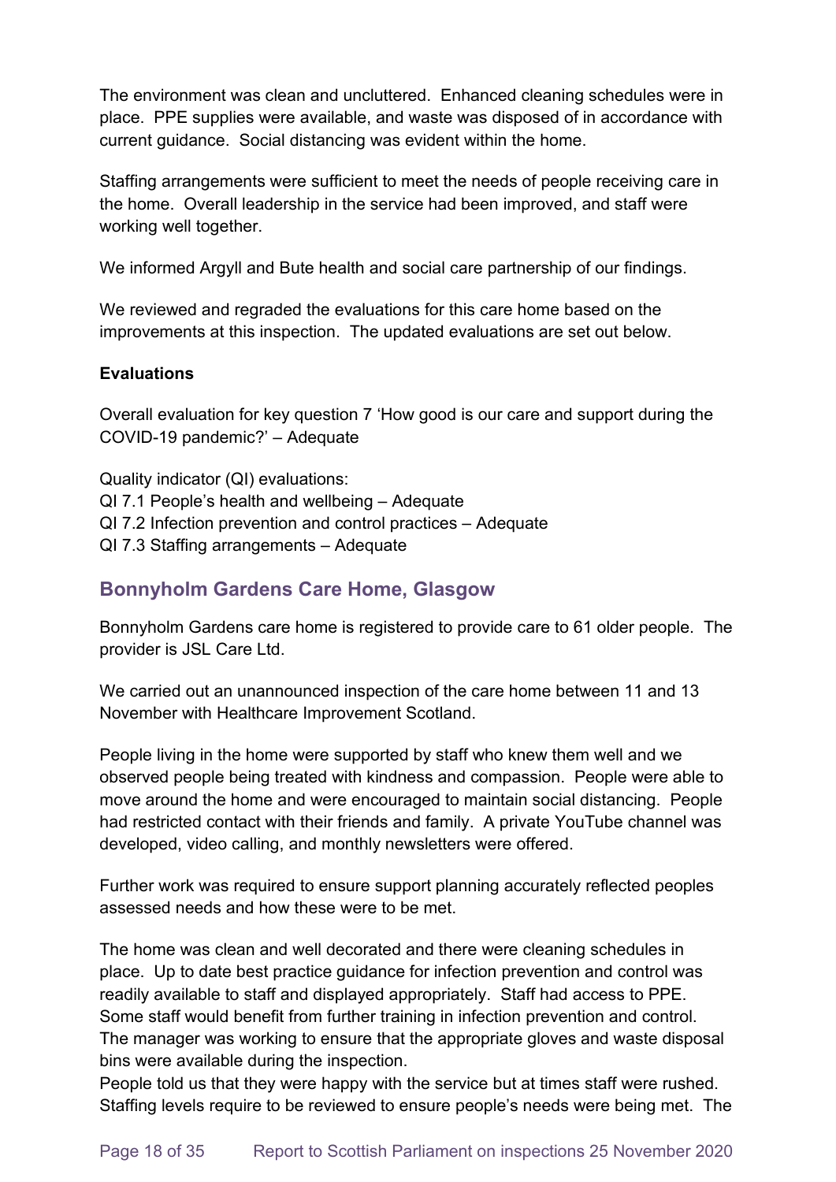The environment was clean and uncluttered. Enhanced cleaning schedules were in place. PPE supplies were available, and waste was disposed of in accordance with current guidance. Social distancing was evident within the home.

Staffing arrangements were sufficient to meet the needs of people receiving care in the home. Overall leadership in the service had been improved, and staff were working well together.

We informed Argyll and Bute health and social care partnership of our findings.

We reviewed and regraded the evaluations for this care home based on the improvements at this inspection. The updated evaluations are set out below.

**Evaluations**

Overall evaluation for key question 7 'How good is our care and support during the COVID-19 pandemic?' – Adequate

Quality indicator (QI) evaluations:
QI 7.1 People's health and wellbeing – Adequate
QI 7.2 Infection prevention and control practices – Adequate
QI 7.3 Staffing arrangements – Adequate

## Bonnyholm Gardens Care Home, Glasgow

Bonnyholm Gardens care home is registered to provide care to 61 older people. The provider is JSL Care Ltd.

We carried out an unannounced inspection of the care home between 11 and 13 November with Healthcare Improvement Scotland.

People living in the home were supported by staff who knew them well and we observed people being treated with kindness and compassion. People were able to move around the home and were encouraged to maintain social distancing. People had restricted contact with their friends and family. A private YouTube channel was developed, video calling, and monthly newsletters were offered.

Further work was required to ensure support planning accurately reflected peoples assessed needs and how these were to be met.

The home was clean and well decorated and there were cleaning schedules in place. Up to date best practice guidance for infection prevention and control was readily available to staff and displayed appropriately. Staff had access to PPE. Some staff would benefit from further training in infection prevention and control. The manager was working to ensure that the appropriate gloves and waste disposal bins were available during the inspection.
People told us that they were happy with the service but at times staff were rushed. Staffing levels require to be reviewed to ensure people's needs were being met. The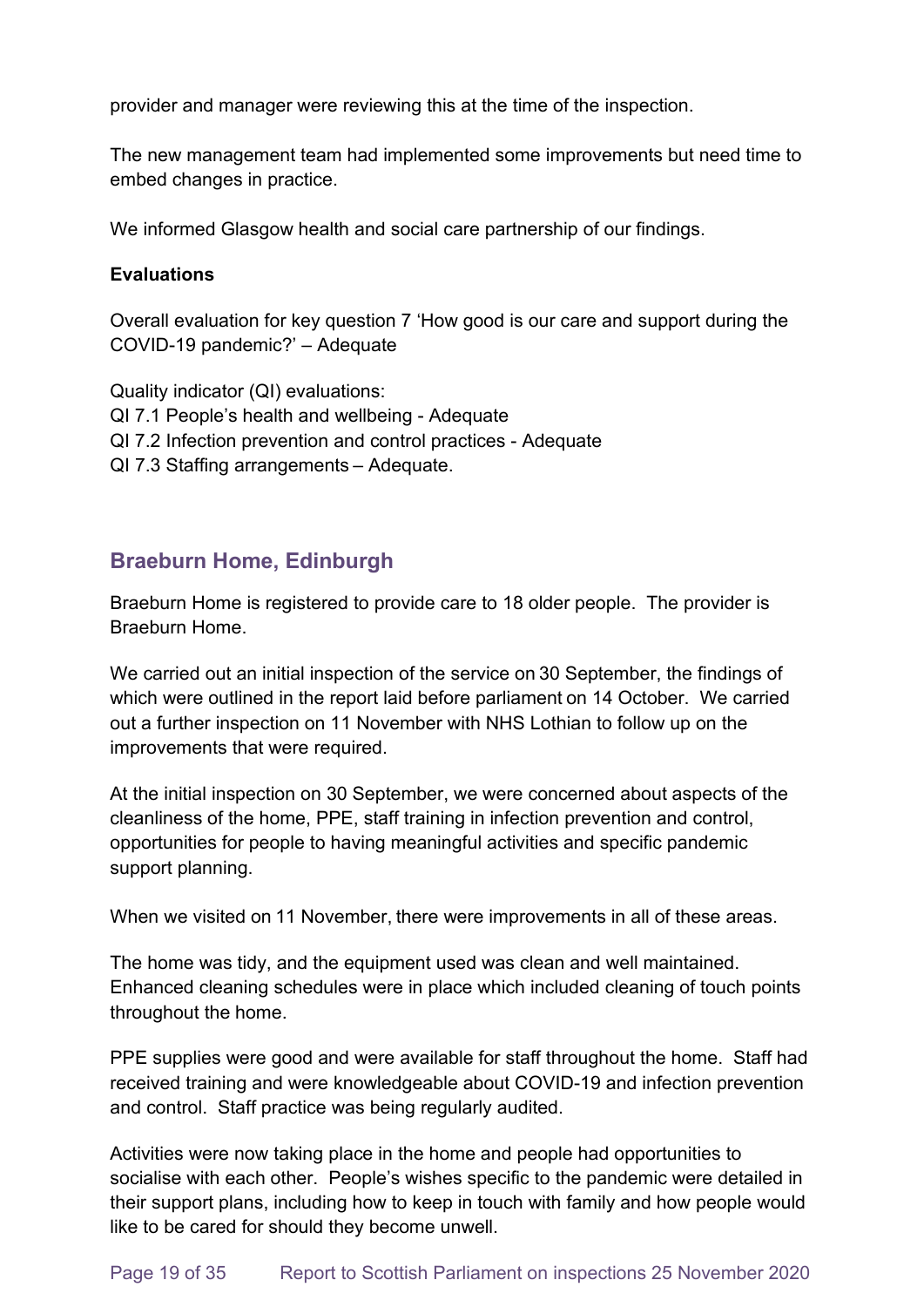provider and manager were reviewing this at the time of the inspection.

The new management team had implemented some improvements but need time to embed changes in practice.

We informed Glasgow health and social care partnership of our findings.

**Evaluations**

Overall evaluation for key question 7 'How good is our care and support during the COVID-19 pandemic?' – Adequate

Quality indicator (QI) evaluations:
QI 7.1 People's health and wellbeing - Adequate
QI 7.2 Infection prevention and control practices - Adequate
QI 7.3 Staffing arrangements – Adequate.

## Braeburn Home, Edinburgh

Braeburn Home is registered to provide care to 18 older people. The provider is Braeburn Home.

We carried out an initial inspection of the service on 30 September, the findings of which were outlined in the report laid before parliament on 14 October. We carried out a further inspection on 11 November with NHS Lothian to follow up on the improvements that were required.

At the initial inspection on 30 September, we were concerned about aspects of the cleanliness of the home, PPE, staff training in infection prevention and control, opportunities for people to having meaningful activities and specific pandemic support planning.

When we visited on 11 November, there were improvements in all of these areas.

The home was tidy, and the equipment used was clean and well maintained. Enhanced cleaning schedules were in place which included cleaning of touch points throughout the home.

PPE supplies were good and were available for staff throughout the home. Staff had received training and were knowledgeable about COVID-19 and infection prevention and control. Staff practice was being regularly audited.

Activities were now taking place in the home and people had opportunities to socialise with each other. People's wishes specific to the pandemic were detailed in their support plans, including how to keep in touch with family and how people would like to be cared for should they become unwell.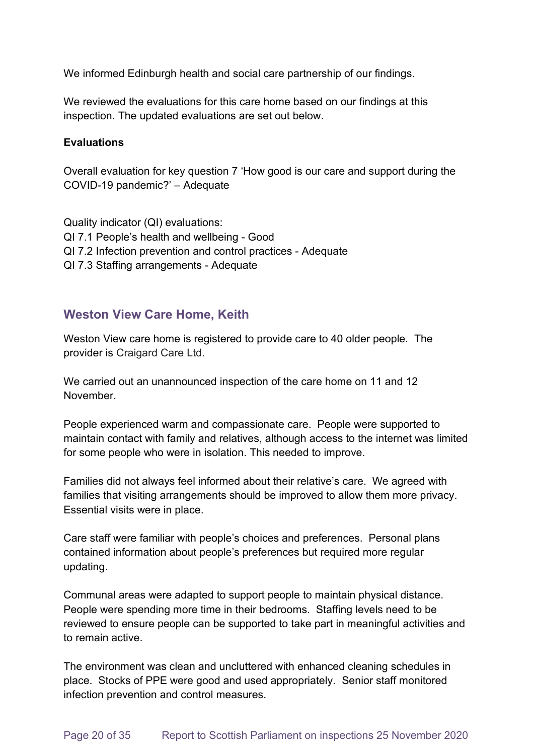We informed Edinburgh health and social care partnership of our findings.

We reviewed the evaluations for this care home based on our findings at this inspection. The updated evaluations are set out below.

**Evaluations**

Overall evaluation for key question 7 'How good is our care and support during the COVID-19 pandemic?' – Adequate

Quality indicator (QI) evaluations:
QI 7.1 People's health and wellbeing - Good
QI 7.2 Infection prevention and control practices - Adequate
QI 7.3 Staffing arrangements - Adequate

## Weston View Care Home, Keith

Weston View care home is registered to provide care to 40 older people. The provider is Craigard Care Ltd.

We carried out an unannounced inspection of the care home on 11 and 12 November.

People experienced warm and compassionate care. People were supported to maintain contact with family and relatives, although access to the internet was limited for some people who were in isolation. This needed to improve.

Families did not always feel informed about their relative's care. We agreed with families that visiting arrangements should be improved to allow them more privacy. Essential visits were in place.

Care staff were familiar with people's choices and preferences. Personal plans contained information about people's preferences but required more regular updating.

Communal areas were adapted to support people to maintain physical distance. People were spending more time in their bedrooms. Staffing levels need to be reviewed to ensure people can be supported to take part in meaningful activities and to remain active.

The environment was clean and uncluttered with enhanced cleaning schedules in place. Stocks of PPE were good and used appropriately. Senior staff monitored infection prevention and control measures.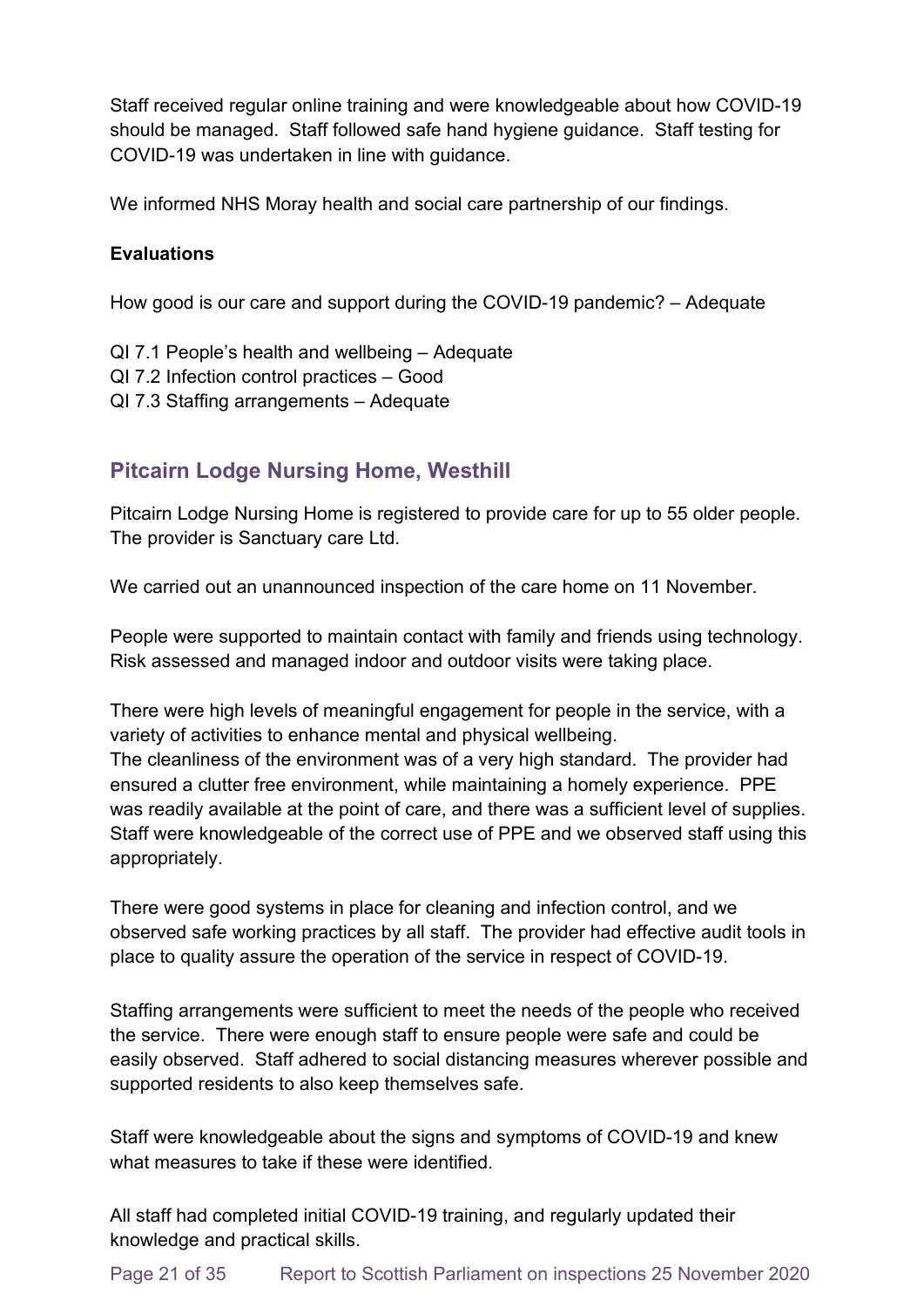Staff received regular online training and were knowledgeable about how COVID-19 should be managed. Staff followed safe hand hygiene guidance. Staff testing for COVID-19 was undertaken in line with guidance.

We informed NHS Moray health and social care partnership of our findings.

**Evaluations**

How good is our care and support during the COVID-19 pandemic? – Adequate

QI 7.1 People's health and wellbeing – Adequate
QI 7.2 Infection control practices – Good
QI 7.3 Staffing arrangements – Adequate

## Pitcairn Lodge Nursing Home, Westhill

Pitcairn Lodge Nursing Home is registered to provide care for up to 55 older people. The provider is Sanctuary care Ltd.

We carried out an unannounced inspection of the care home on 11 November.

People were supported to maintain contact with family and friends using technology. Risk assessed and managed indoor and outdoor visits were taking place.

There were high levels of meaningful engagement for people in the service, with a variety of activities to enhance mental and physical wellbeing.
The cleanliness of the environment was of a very high standard. The provider had ensured a clutter free environment, while maintaining a homely experience. PPE was readily available at the point of care, and there was a sufficient level of supplies. Staff were knowledgeable of the correct use of PPE and we observed staff using this appropriately.

There were good systems in place for cleaning and infection control, and we observed safe working practices by all staff. The provider had effective audit tools in place to quality assure the operation of the service in respect of COVID-19.

Staffing arrangements were sufficient to meet the needs of the people who received the service. There were enough staff to ensure people were safe and could be easily observed. Staff adhered to social distancing measures wherever possible and supported residents to also keep themselves safe.

Staff were knowledgeable about the signs and symptoms of COVID-19 and knew what measures to take if these were identified.

All staff had completed initial COVID-19 training, and regularly updated their knowledge and practical skills.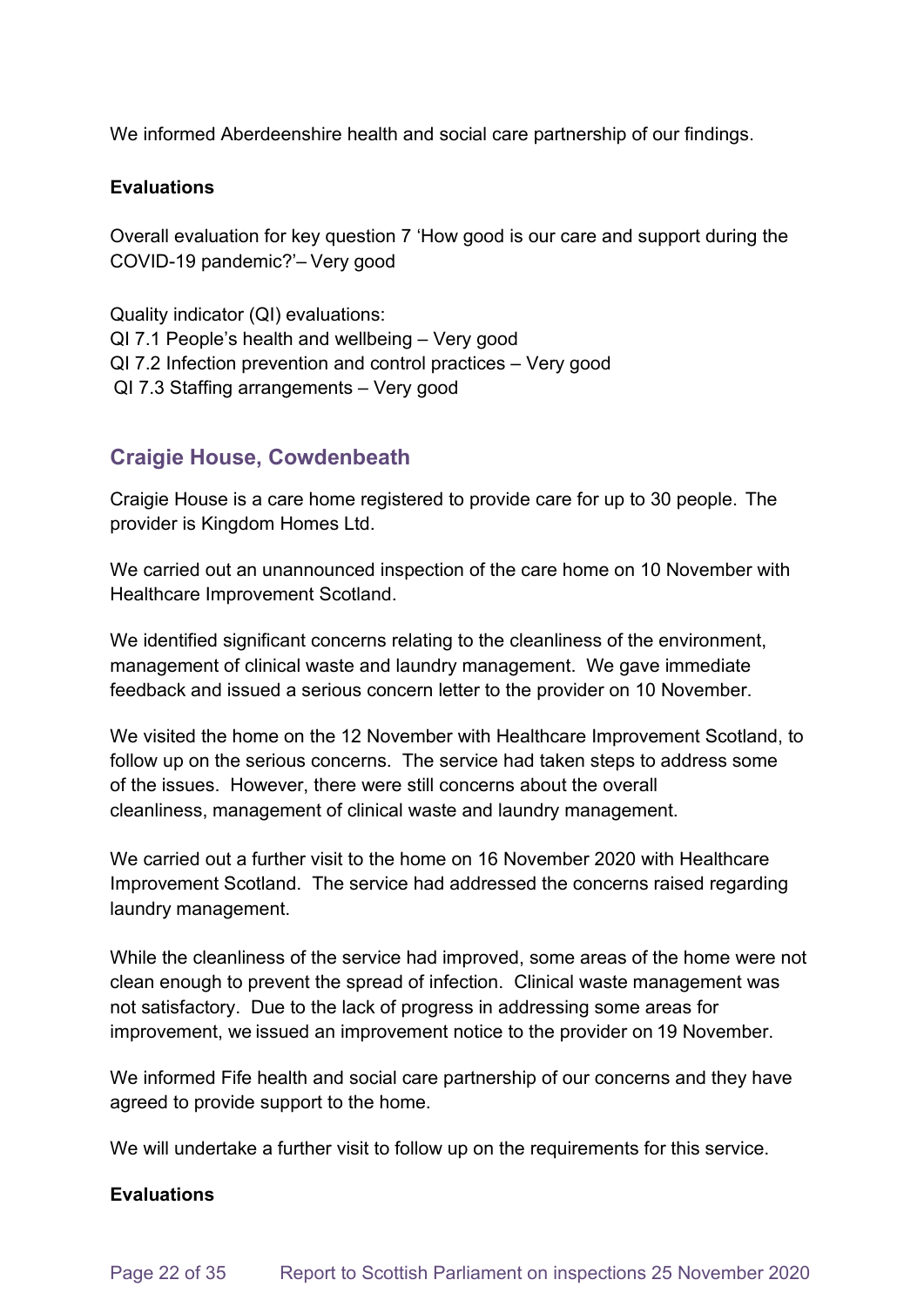We informed Aberdeenshire health and social care partnership of our findings.

**Evaluations**

Overall evaluation for key question 7 'How good is our care and support during the COVID-19 pandemic?'– Very good

Quality indicator (QI) evaluations:
QI 7.1 People's health and wellbeing – Very good
QI 7.2 Infection prevention and control practices – Very good
QI 7.3 Staffing arrangements – Very good

## Craigie House, Cowdenbeath

Craigie House is a care home registered to provide care for up to 30 people. The provider is Kingdom Homes Ltd.

We carried out an unannounced inspection of the care home on 10 November with Healthcare Improvement Scotland.

We identified significant concerns relating to the cleanliness of the environment, management of clinical waste and laundry management. We gave immediate feedback and issued a serious concern letter to the provider on 10 November.

We visited the home on the 12 November with Healthcare Improvement Scotland, to follow up on the serious concerns. The service had taken steps to address some of the issues. However, there were still concerns about the overall cleanliness, management of clinical waste and laundry management.

We carried out a further visit to the home on 16 November 2020 with Healthcare Improvement Scotland. The service had addressed the concerns raised regarding laundry management.

While the cleanliness of the service had improved, some areas of the home were not clean enough to prevent the spread of infection. Clinical waste management was not satisfactory. Due to the lack of progress in addressing some areas for improvement, we issued an improvement notice to the provider on 19 November.

We informed Fife health and social care partnership of our concerns and they have agreed to provide support to the home.

We will undertake a further visit to follow up on the requirements for this service.

**Evaluations**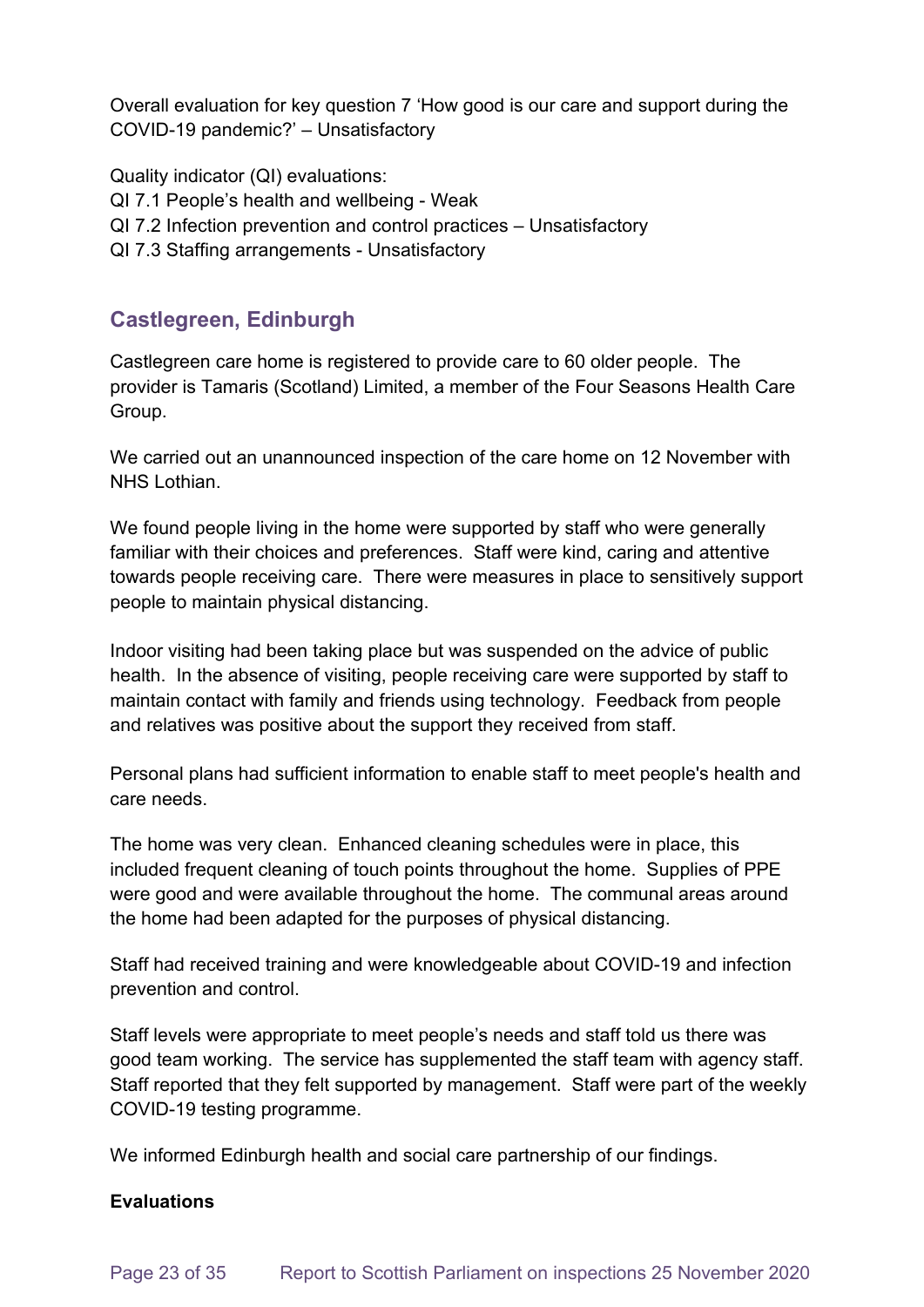Overall evaluation for key question 7 'How good is our care and support during the COVID-19 pandemic?' – Unsatisfactory

Quality indicator (QI) evaluations:
QI 7.1 People's health and wellbeing - Weak
QI 7.2 Infection prevention and control practices – Unsatisfactory
QI 7.3 Staffing arrangements - Unsatisfactory

## Castlegreen, Edinburgh

Castlegreen care home is registered to provide care to 60 older people. The provider is Tamaris (Scotland) Limited, a member of the Four Seasons Health Care Group.

We carried out an unannounced inspection of the care home on 12 November with NHS Lothian.

We found people living in the home were supported by staff who were generally familiar with their choices and preferences. Staff were kind, caring and attentive towards people receiving care. There were measures in place to sensitively support people to maintain physical distancing.

Indoor visiting had been taking place but was suspended on the advice of public health. In the absence of visiting, people receiving care were supported by staff to maintain contact with family and friends using technology. Feedback from people and relatives was positive about the support they received from staff.

Personal plans had sufficient information to enable staff to meet people's health and care needs.

The home was very clean. Enhanced cleaning schedules were in place, this included frequent cleaning of touch points throughout the home. Supplies of PPE were good and were available throughout the home. The communal areas around the home had been adapted for the purposes of physical distancing.

Staff had received training and were knowledgeable about COVID-19 and infection prevention and control.

Staff levels were appropriate to meet people's needs and staff told us there was good team working. The service has supplemented the staff team with agency staff. Staff reported that they felt supported by management. Staff were part of the weekly COVID-19 testing programme.

We informed Edinburgh health and social care partnership of our findings.

**Evaluations**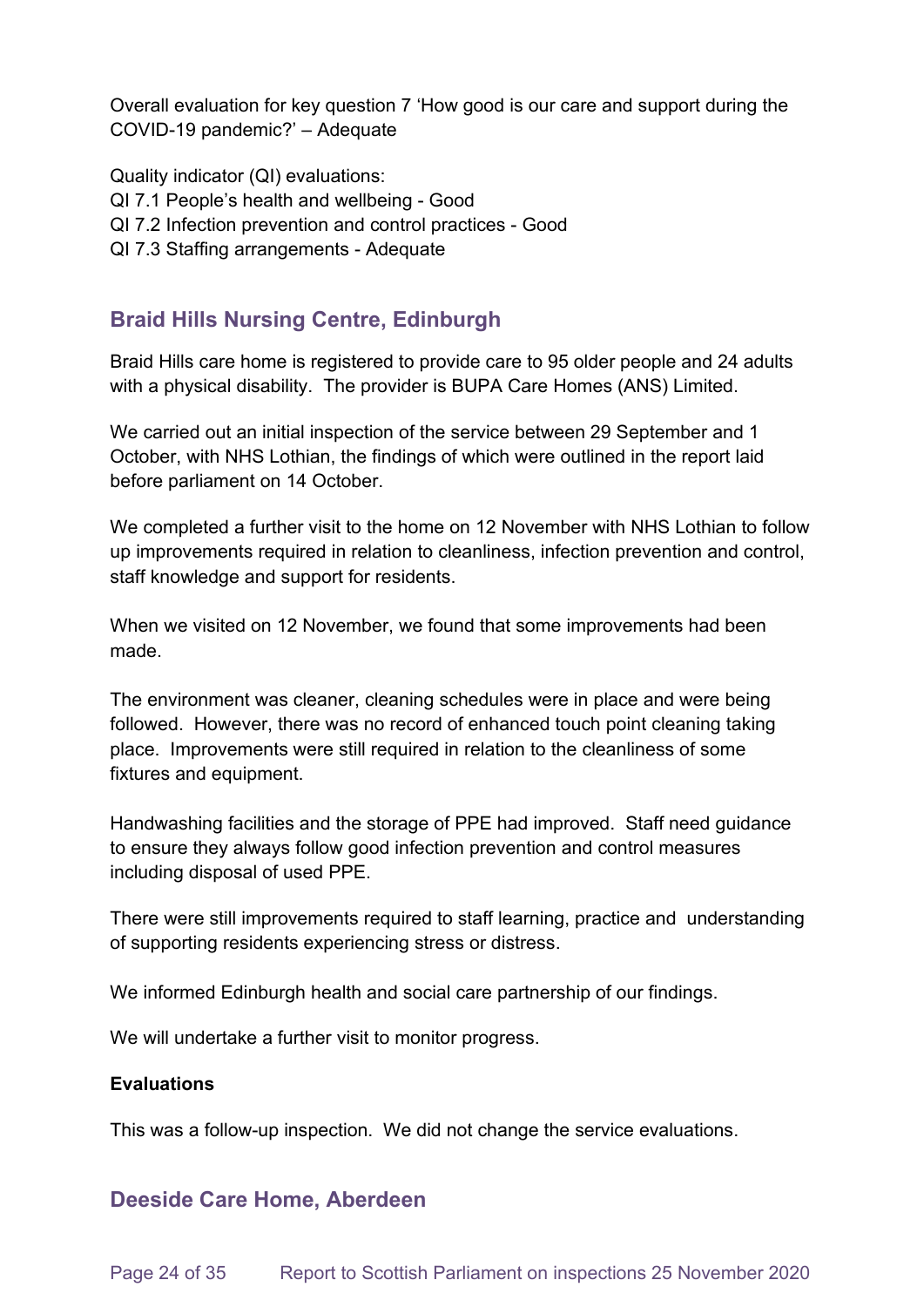Overall evaluation for key question 7 ‘How good is our care and support during the COVID-19 pandemic?’ – Adequate

Quality indicator (QI) evaluations:
QI 7.1 People’s health and wellbeing - Good
QI 7.2 Infection prevention and control practices - Good
QI 7.3 Staffing arrangements - Adequate

## Braid Hills Nursing Centre, Edinburgh

Braid Hills care home is registered to provide care to 95 older people and 24 adults with a physical disability. The provider is BUPA Care Homes (ANS) Limited.

We carried out an initial inspection of the service between 29 September and 1 October, with NHS Lothian, the findings of which were outlined in the report laid before parliament on 14 October.

We completed a further visit to the home on 12 November with NHS Lothian to follow up improvements required in relation to cleanliness, infection prevention and control, staff knowledge and support for residents.

When we visited on 12 November, we found that some improvements had been made.

The environment was cleaner, cleaning schedules were in place and were being followed. However, there was no record of enhanced touch point cleaning taking place. Improvements were still required in relation to the cleanliness of some fixtures and equipment.

Handwashing facilities and the storage of PPE had improved. Staff need guidance to ensure they always follow good infection prevention and control measures including disposal of used PPE.

There were still improvements required to staff learning, practice and understanding of supporting residents experiencing stress or distress.

We informed Edinburgh health and social care partnership of our findings.

We will undertake a further visit to monitor progress.

**Evaluations**

This was a follow-up inspection. We did not change the service evaluations.

## Deeside Care Home, Aberdeen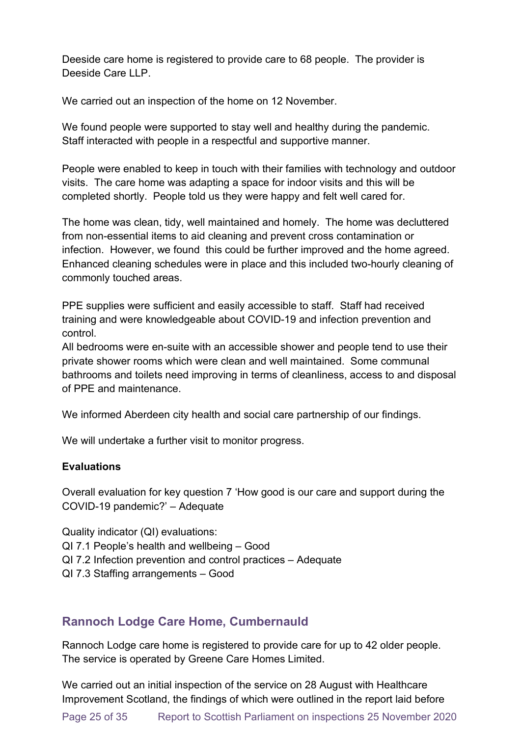Deeside care home is registered to provide care to 68 people. The provider is Deeside Care LLP.

We carried out an inspection of the home on 12 November.

We found people were supported to stay well and healthy during the pandemic. Staff interacted with people in a respectful and supportive manner.

People were enabled to keep in touch with their families with technology and outdoor visits. The care home was adapting a space for indoor visits and this will be completed shortly. People told us they were happy and felt well cared for.

The home was clean, tidy, well maintained and homely. The home was decluttered from non-essential items to aid cleaning and prevent cross contamination or infection. However, we found this could be further improved and the home agreed. Enhanced cleaning schedules were in place and this included two-hourly cleaning of commonly touched areas.

PPE supplies were sufficient and easily accessible to staff. Staff had received training and were knowledgeable about COVID-19 and infection prevention and control.
All bedrooms were en-suite with an accessible shower and people tend to use their private shower rooms which were clean and well maintained. Some communal bathrooms and toilets need improving in terms of cleanliness, access to and disposal of PPE and maintenance.

We informed Aberdeen city health and social care partnership of our findings.

We will undertake a further visit to monitor progress.

**Evaluations**

Overall evaluation for key question 7 'How good is our care and support during the COVID-19 pandemic?' – Adequate

Quality indicator (QI) evaluations:
QI 7.1 People's health and wellbeing – Good
QI 7.2 Infection prevention and control practices – Adequate
QI 7.3 Staffing arrangements – Good

## Rannoch Lodge Care Home, Cumbernauld

Rannoch Lodge care home is registered to provide care for up to 42 older people. The service is operated by Greene Care Homes Limited.

We carried out an initial inspection of the service on 28 August with Healthcare Improvement Scotland, the findings of which were outlined in the report laid before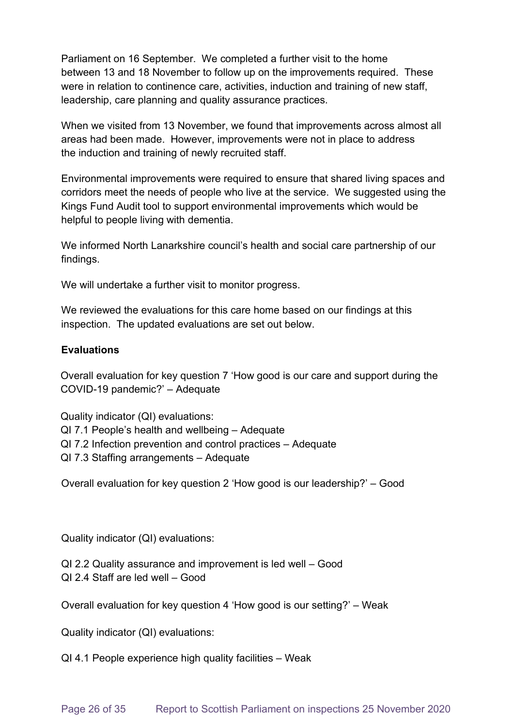Parliament on 16 September. We completed a further visit to the home between 13 and 18 November to follow up on the improvements required. These were in relation to continence care, activities, induction and training of new staff, leadership, care planning and quality assurance practices.

When we visited from 13 November, we found that improvements across almost all areas had been made. However, improvements were not in place to address the induction and training of newly recruited staff.

Environmental improvements were required to ensure that shared living spaces and corridors meet the needs of people who live at the service. We suggested using the Kings Fund Audit tool to support environmental improvements which would be helpful to people living with dementia.

We informed North Lanarkshire council's health and social care partnership of our findings.

We will undertake a further visit to monitor progress.

We reviewed the evaluations for this care home based on our findings at this inspection. The updated evaluations are set out below.

**Evaluations**

Overall evaluation for key question 7 'How good is our care and support during the COVID-19 pandemic?' – Adequate

Quality indicator (QI) evaluations:
QI 7.1 People's health and wellbeing – Adequate
QI 7.2 Infection prevention and control practices – Adequate
QI 7.3 Staffing arrangements – Adequate

Overall evaluation for key question 2 'How good is our leadership?' – Good

Quality indicator (QI) evaluations:

QI 2.2 Quality assurance and improvement is led well – Good
QI 2.4 Staff are led well – Good

Overall evaluation for key question 4 'How good is our setting?' – Weak

Quality indicator (QI) evaluations:

QI 4.1 People experience high quality facilities – Weak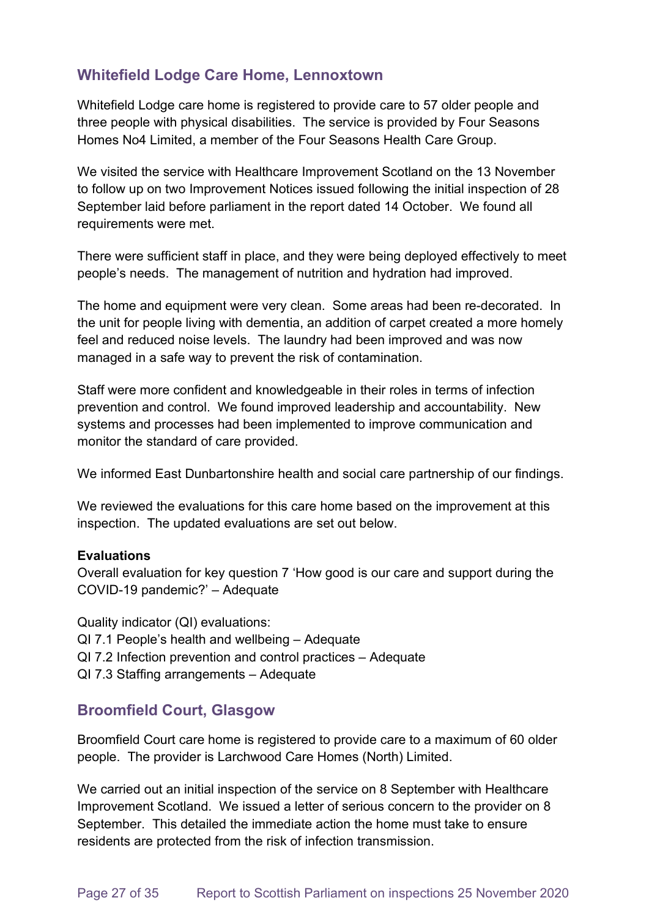## Whitefield Lodge Care Home, Lennoxtown

Whitefield Lodge care home is registered to provide care to 57 older people and three people with physical disabilities. The service is provided by Four Seasons Homes No4 Limited, a member of the Four Seasons Health Care Group.

We visited the service with Healthcare Improvement Scotland on the 13 November to follow up on two Improvement Notices issued following the initial inspection of 28 September laid before parliament in the report dated 14 October. We found all requirements were met.

There were sufficient staff in place, and they were being deployed effectively to meet people's needs. The management of nutrition and hydration had improved.

The home and equipment were very clean. Some areas had been re-decorated. In the unit for people living with dementia, an addition of carpet created a more homely feel and reduced noise levels. The laundry had been improved and was now managed in a safe way to prevent the risk of contamination.

Staff were more confident and knowledgeable in their roles in terms of infection prevention and control. We found improved leadership and accountability. New systems and processes had been implemented to improve communication and monitor the standard of care provided.

We informed East Dunbartonshire health and social care partnership of our findings.

We reviewed the evaluations for this care home based on the improvement at this inspection. The updated evaluations are set out below.

**Evaluations**
Overall evaluation for key question 7 'How good is our care and support during the COVID-19 pandemic?' – Adequate

Quality indicator (QI) evaluations:
QI 7.1 People's health and wellbeing – Adequate
QI 7.2 Infection prevention and control practices – Adequate
QI 7.3 Staffing arrangements – Adequate

## Broomfield Court, Glasgow

Broomfield Court care home is registered to provide care to a maximum of 60 older people. The provider is Larchwood Care Homes (North) Limited.

We carried out an initial inspection of the service on 8 September with Healthcare Improvement Scotland. We issued a letter of serious concern to the provider on 8 September. This detailed the immediate action the home must take to ensure residents are protected from the risk of infection transmission.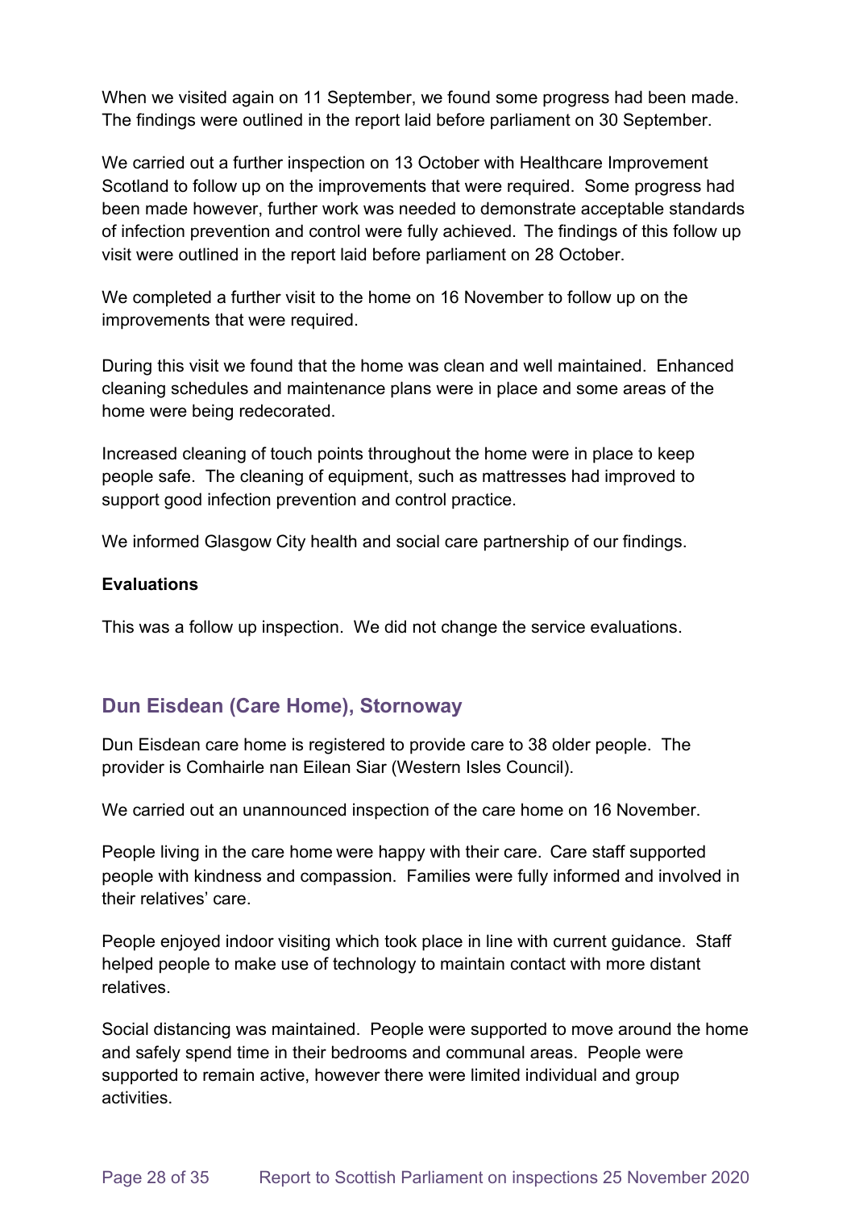When we visited again on 11 September, we found some progress had been made. The findings were outlined in the report laid before parliament on 30 September.

We carried out a further inspection on 13 October with Healthcare Improvement Scotland to follow up on the improvements that were required. Some progress had been made however, further work was needed to demonstrate acceptable standards of infection prevention and control were fully achieved. The findings of this follow up visit were outlined in the report laid before parliament on 28 October.

We completed a further visit to the home on 16 November to follow up on the improvements that were required.

During this visit we found that the home was clean and well maintained. Enhanced cleaning schedules and maintenance plans were in place and some areas of the home were being redecorated.

Increased cleaning of touch points throughout the home were in place to keep people safe. The cleaning of equipment, such as mattresses had improved to support good infection prevention and control practice.

We informed Glasgow City health and social care partnership of our findings.

**Evaluations**

This was a follow up inspection. We did not change the service evaluations.

## Dun Eisdean (Care Home), Stornoway

Dun Eisdean care home is registered to provide care to 38 older people. The provider is Comhairle nan Eilean Siar (Western Isles Council).

We carried out an unannounced inspection of the care home on 16 November.

People living in the care home were happy with their care. Care staff supported people with kindness and compassion. Families were fully informed and involved in their relatives' care.

People enjoyed indoor visiting which took place in line with current guidance. Staff helped people to make use of technology to maintain contact with more distant relatives.

Social distancing was maintained. People were supported to move around the home and safely spend time in their bedrooms and communal areas. People were supported to remain active, however there were limited individual and group activities.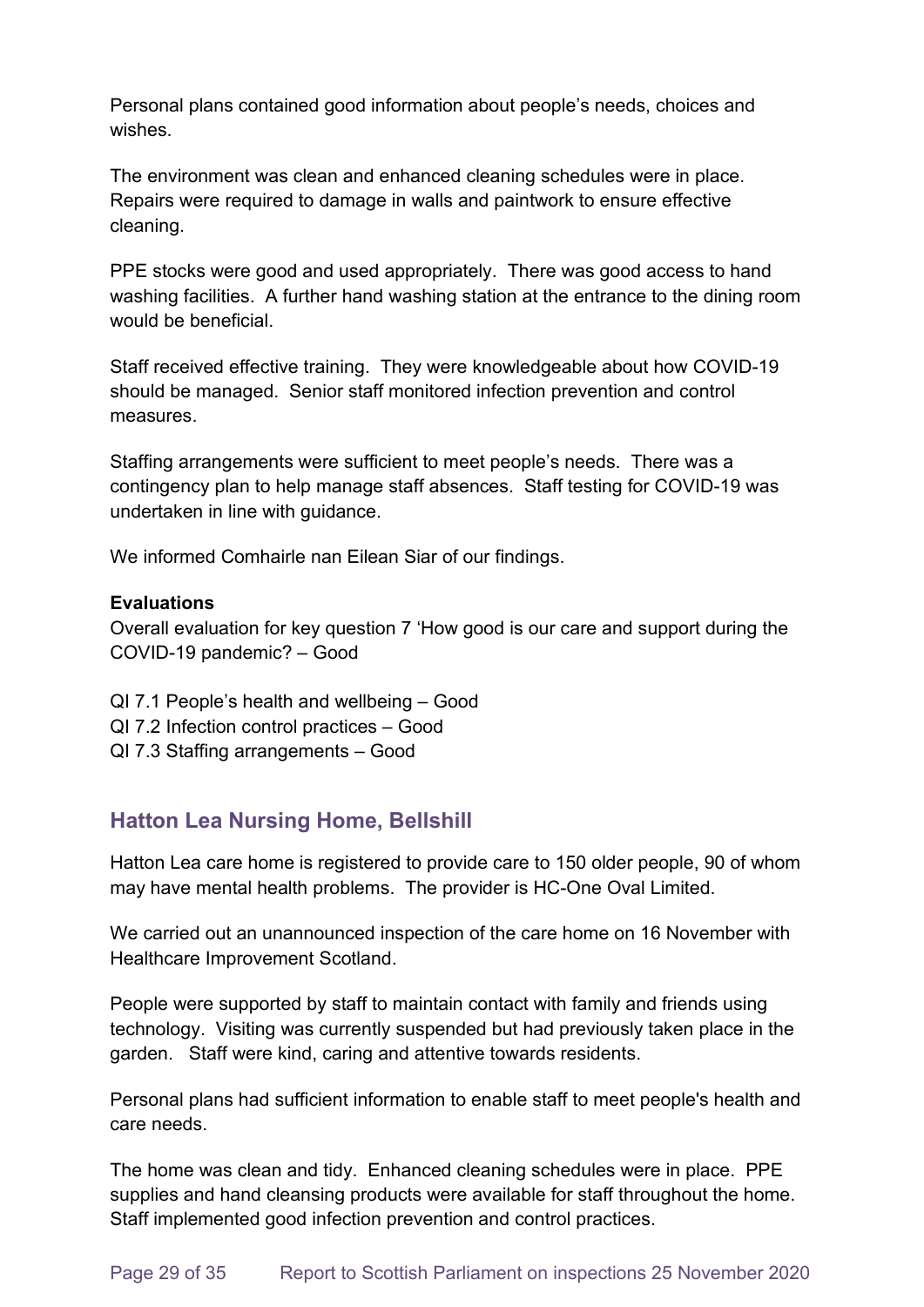Personal plans contained good information about people's needs, choices and wishes.

The environment was clean and enhanced cleaning schedules were in place. Repairs were required to damage in walls and paintwork to ensure effective cleaning.

PPE stocks were good and used appropriately. There was good access to hand washing facilities. A further hand washing station at the entrance to the dining room would be beneficial.

Staff received effective training. They were knowledgeable about how COVID-19 should be managed. Senior staff monitored infection prevention and control measures.

Staffing arrangements were sufficient to meet people's needs. There was a contingency plan to help manage staff absences. Staff testing for COVID-19 was undertaken in line with guidance.

We informed Comhairle nan Eilean Siar of our findings.

**Evaluations**
Overall evaluation for key question 7 'How good is our care and support during the COVID-19 pandemic? – Good

QI 7.1 People's health and wellbeing – Good
QI 7.2 Infection control practices – Good
QI 7.3 Staffing arrangements – Good

## Hatton Lea Nursing Home, Bellshill

Hatton Lea care home is registered to provide care to 150 older people, 90 of whom may have mental health problems. The provider is HC-One Oval Limited.

We carried out an unannounced inspection of the care home on 16 November with Healthcare Improvement Scotland.

People were supported by staff to maintain contact with family and friends using technology. Visiting was currently suspended but had previously taken place in the garden. Staff were kind, caring and attentive towards residents.

Personal plans had sufficient information to enable staff to meet people's health and care needs.

The home was clean and tidy. Enhanced cleaning schedules were in place. PPE supplies and hand cleansing products were available for staff throughout the home. Staff implemented good infection prevention and control practices.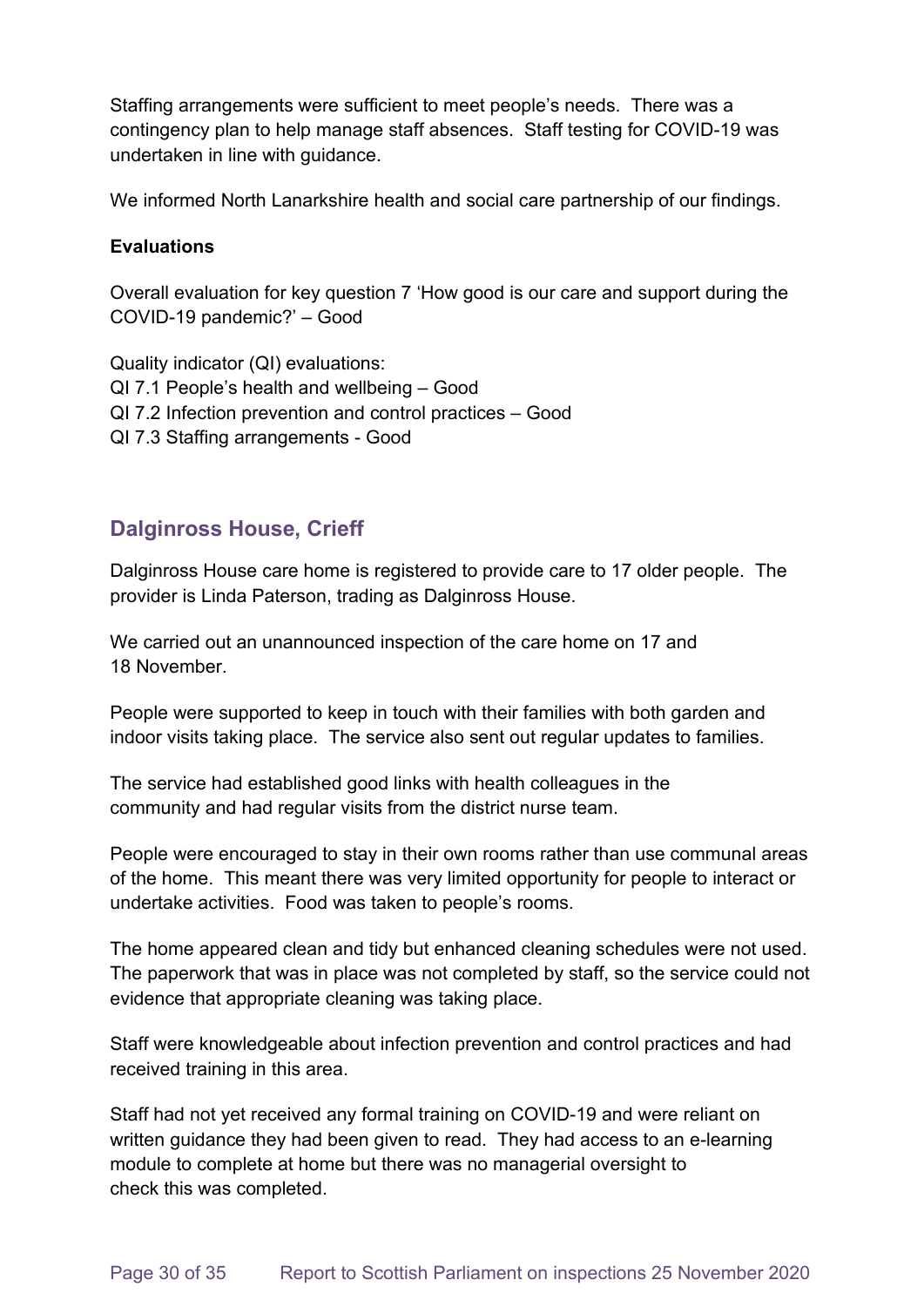Staffing arrangements were sufficient to meet people's needs. There was a contingency plan to help manage staff absences. Staff testing for COVID-19 was undertaken in line with guidance.

We informed North Lanarkshire health and social care partnership of our findings.

**Evaluations**

Overall evaluation for key question 7 'How good is our care and support during the COVID-19 pandemic?' – Good

Quality indicator (QI) evaluations:
QI 7.1 People's health and wellbeing – Good
QI 7.2 Infection prevention and control practices – Good
QI 7.3 Staffing arrangements - Good

## Dalginross House, Crieff

Dalginross House care home is registered to provide care to 17 older people. The provider is Linda Paterson, trading as Dalginross House.

We carried out an unannounced inspection of the care home on 17 and 18 November.

People were supported to keep in touch with their families with both garden and indoor visits taking place. The service also sent out regular updates to families.

The service had established good links with health colleagues in the community and had regular visits from the district nurse team.

People were encouraged to stay in their own rooms rather than use communal areas of the home. This meant there was very limited opportunity for people to interact or undertake activities. Food was taken to people's rooms.

The home appeared clean and tidy but enhanced cleaning schedules were not used. The paperwork that was in place was not completed by staff, so the service could not evidence that appropriate cleaning was taking place.

Staff were knowledgeable about infection prevention and control practices and had received training in this area.

Staff had not yet received any formal training on COVID-19 and were reliant on written guidance they had been given to read. They had access to an e-learning module to complete at home but there was no managerial oversight to check this was completed.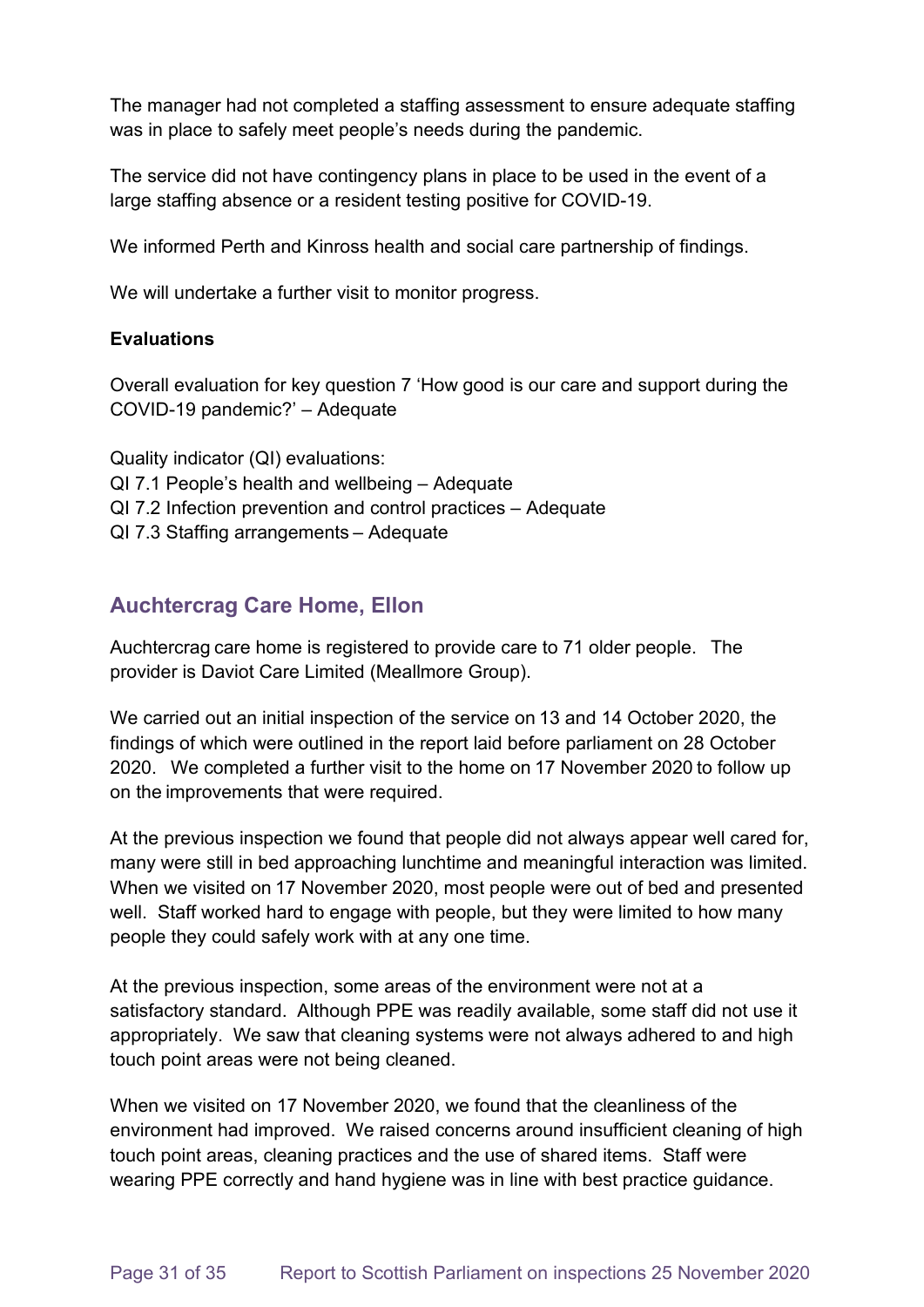The manager had not completed a staffing assessment to ensure adequate staffing was in place to safely meet people's needs during the pandemic.

The service did not have contingency plans in place to be used in the event of a large staffing absence or a resident testing positive for COVID-19.

We informed Perth and Kinross health and social care partnership of findings.

We will undertake a further visit to monitor progress.

**Evaluations**

Overall evaluation for key question 7 'How good is our care and support during the COVID-19 pandemic?' – Adequate

Quality indicator (QI) evaluations:
QI 7.1 People's health and wellbeing – Adequate
QI 7.2 Infection prevention and control practices – Adequate
QI 7.3 Staffing arrangements – Adequate

## Auchtercrag Care Home, Ellon

Auchtercrag care home is registered to provide care to 71 older people. The provider is Daviot Care Limited (Meallmore Group).

We carried out an initial inspection of the service on 13 and 14 October 2020, the findings of which were outlined in the report laid before parliament on 28 October 2020. We completed a further visit to the home on 17 November 2020 to follow up on the improvements that were required.

At the previous inspection we found that people did not always appear well cared for, many were still in bed approaching lunchtime and meaningful interaction was limited. When we visited on 17 November 2020, most people were out of bed and presented well. Staff worked hard to engage with people, but they were limited to how many people they could safely work with at any one time.

At the previous inspection, some areas of the environment were not at a satisfactory standard. Although PPE was readily available, some staff did not use it appropriately. We saw that cleaning systems were not always adhered to and high touch point areas were not being cleaned.

When we visited on 17 November 2020, we found that the cleanliness of the environment had improved. We raised concerns around insufficient cleaning of high touch point areas, cleaning practices and the use of shared items. Staff were wearing PPE correctly and hand hygiene was in line with best practice guidance.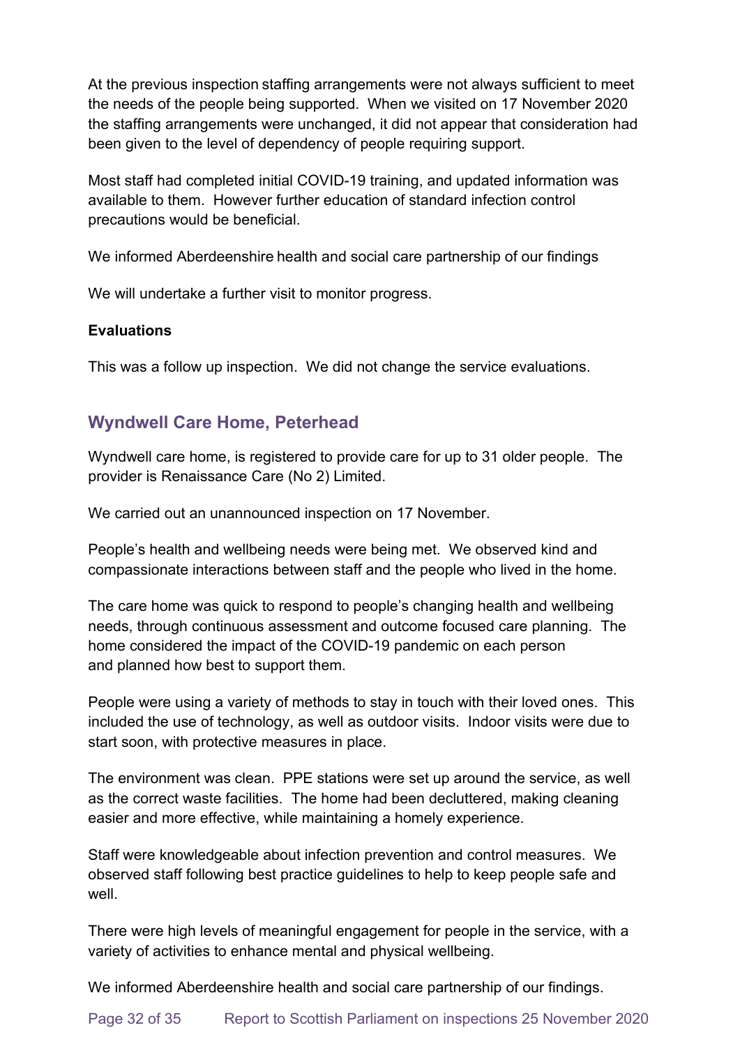At the previous inspection staffing arrangements were not always sufficient to meet the needs of the people being supported. When we visited on 17 November 2020 the staffing arrangements were unchanged, it did not appear that consideration had been given to the level of dependency of people requiring support.

Most staff had completed initial COVID-19 training, and updated information was available to them. However further education of standard infection control precautions would be beneficial.

We informed Aberdeenshire health and social care partnership of our findings

We will undertake a further visit to monitor progress.

**Evaluations**

This was a follow up inspection. We did not change the service evaluations.

## Wyndwell Care Home, Peterhead

Wyndwell care home, is registered to provide care for up to 31 older people. The provider is Renaissance Care (No 2) Limited.

We carried out an unannounced inspection on 17 November.

People's health and wellbeing needs were being met. We observed kind and compassionate interactions between staff and the people who lived in the home.

The care home was quick to respond to people's changing health and wellbeing needs, through continuous assessment and outcome focused care planning. The home considered the impact of the COVID-19 pandemic on each person and planned how best to support them.

People were using a variety of methods to stay in touch with their loved ones. This included the use of technology, as well as outdoor visits. Indoor visits were due to start soon, with protective measures in place.

The environment was clean. PPE stations were set up around the service, as well as the correct waste facilities. The home had been decluttered, making cleaning easier and more effective, while maintaining a homely experience.

Staff were knowledgeable about infection prevention and control measures. We observed staff following best practice guidelines to help to keep people safe and well.

There were high levels of meaningful engagement for people in the service, with a variety of activities to enhance mental and physical wellbeing.

We informed Aberdeenshire health and social care partnership of our findings.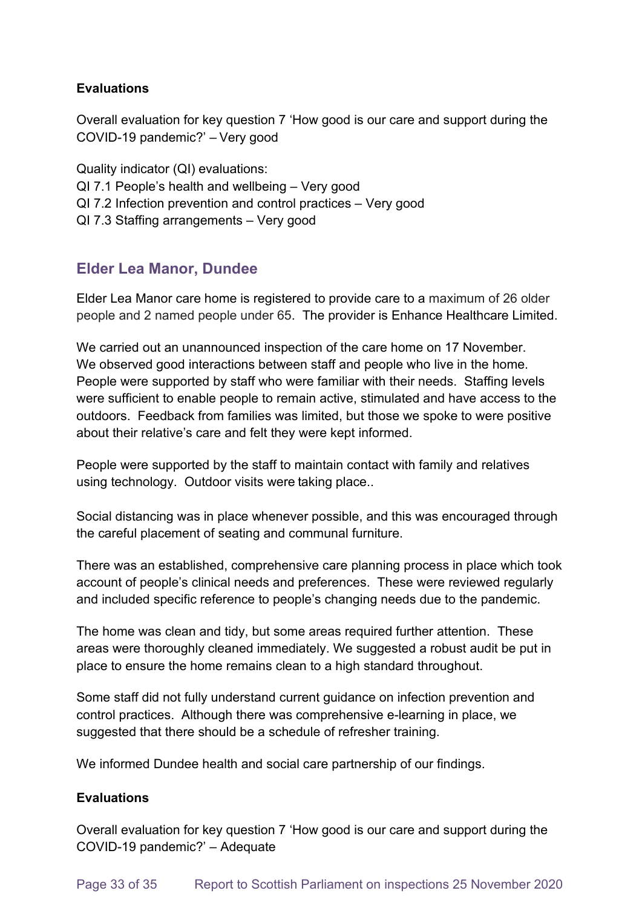**Evaluations**

Overall evaluation for key question 7 'How good is our care and support during the COVID-19 pandemic?' – Very good

Quality indicator (QI) evaluations:
QI 7.1 People's health and wellbeing – Very good
QI 7.2 Infection prevention and control practices – Very good
QI 7.3 Staffing arrangements – Very good

## Elder Lea Manor, Dundee

Elder Lea Manor care home is registered to provide care to a maximum of 26 older people and 2 named people under 65. The provider is Enhance Healthcare Limited.

We carried out an unannounced inspection of the care home on 17 November. We observed good interactions between staff and people who live in the home. People were supported by staff who were familiar with their needs. Staffing levels were sufficient to enable people to remain active, stimulated and have access to the outdoors. Feedback from families was limited, but those we spoke to were positive about their relative's care and felt they were kept informed.

People were supported by the staff to maintain contact with family and relatives using technology. Outdoor visits were taking place..

Social distancing was in place whenever possible, and this was encouraged through the careful placement of seating and communal furniture.

There was an established, comprehensive care planning process in place which took account of people's clinical needs and preferences. These were reviewed regularly and included specific reference to people's changing needs due to the pandemic.

The home was clean and tidy, but some areas required further attention. These areas were thoroughly cleaned immediately. We suggested a robust audit be put in place to ensure the home remains clean to a high standard throughout.

Some staff did not fully understand current guidance on infection prevention and control practices. Although there was comprehensive e-learning in place, we suggested that there should be a schedule of refresher training.

We informed Dundee health and social care partnership of our findings.

**Evaluations**

Overall evaluation for key question 7 'How good is our care and support during the COVID-19 pandemic?' – Adequate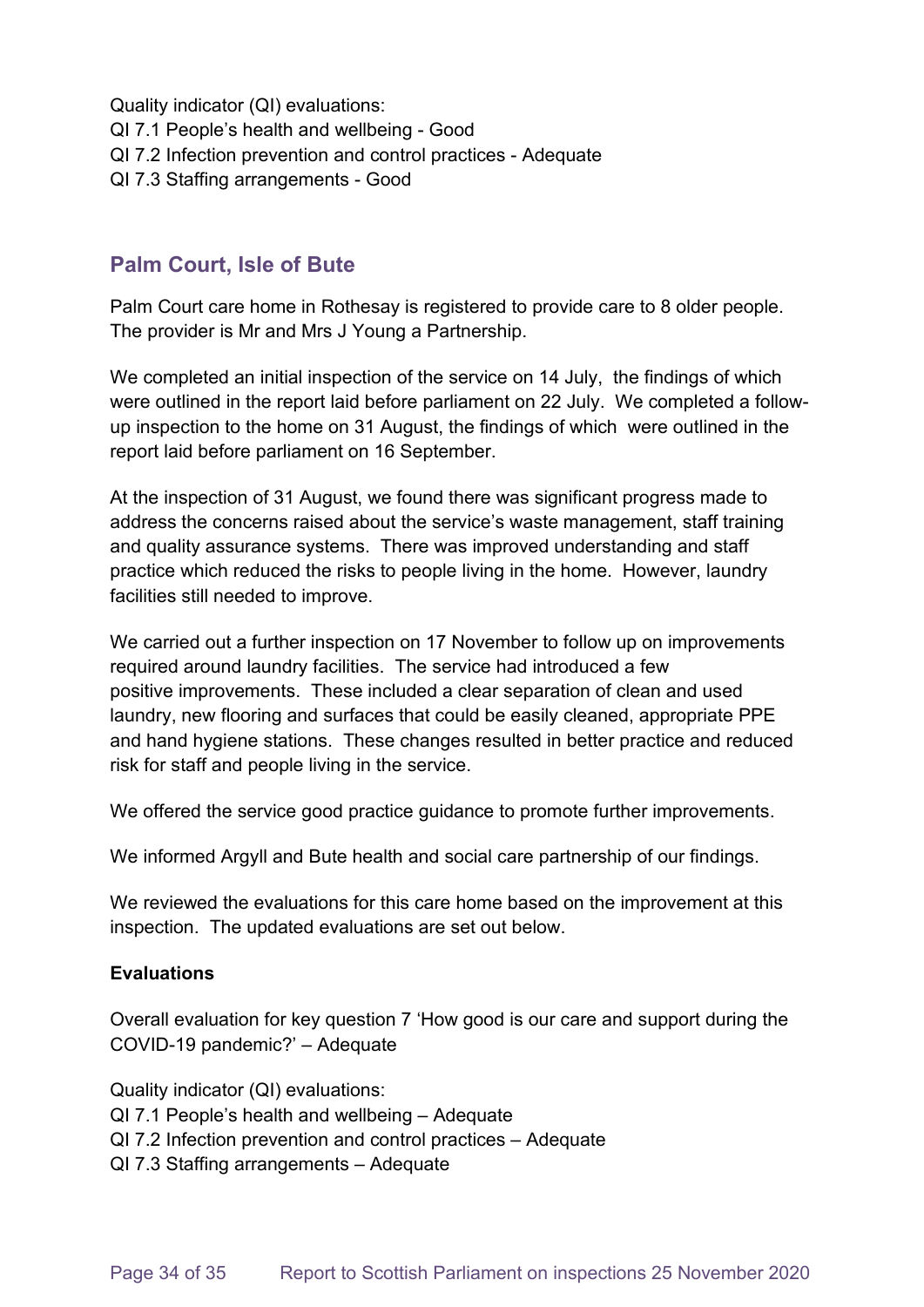Quality indicator (QI) evaluations:
QI 7.1 People's health and wellbeing - Good
QI 7.2 Infection prevention and control practices - Adequate
QI 7.3 Staffing arrangements - Good

## Palm Court, Isle of Bute

Palm Court care home in Rothesay is registered to provide care to 8 older people. The provider is Mr and Mrs J Young a Partnership.

We completed an initial inspection of the service on 14 July, the findings of which were outlined in the report laid before parliament on 22 July. We completed a follow-up inspection to the home on 31 August, the findings of which were outlined in the report laid before parliament on 16 September.

At the inspection of 31 August, we found there was significant progress made to address the concerns raised about the service's waste management, staff training and quality assurance systems. There was improved understanding and staff practice which reduced the risks to people living in the home. However, laundry facilities still needed to improve.

We carried out a further inspection on 17 November to follow up on improvements required around laundry facilities. The service had introduced a few positive improvements. These included a clear separation of clean and used laundry, new flooring and surfaces that could be easily cleaned, appropriate PPE and hand hygiene stations. These changes resulted in better practice and reduced risk for staff and people living in the service.

We offered the service good practice guidance to promote further improvements.

We informed Argyll and Bute health and social care partnership of our findings.

We reviewed the evaluations for this care home based on the improvement at this inspection. The updated evaluations are set out below.

**Evaluations**

Overall evaluation for key question 7 'How good is our care and support during the COVID-19 pandemic?' – Adequate

Quality indicator (QI) evaluations:
QI 7.1 People's health and wellbeing – Adequate
QI 7.2 Infection prevention and control practices – Adequate
QI 7.3 Staffing arrangements – Adequate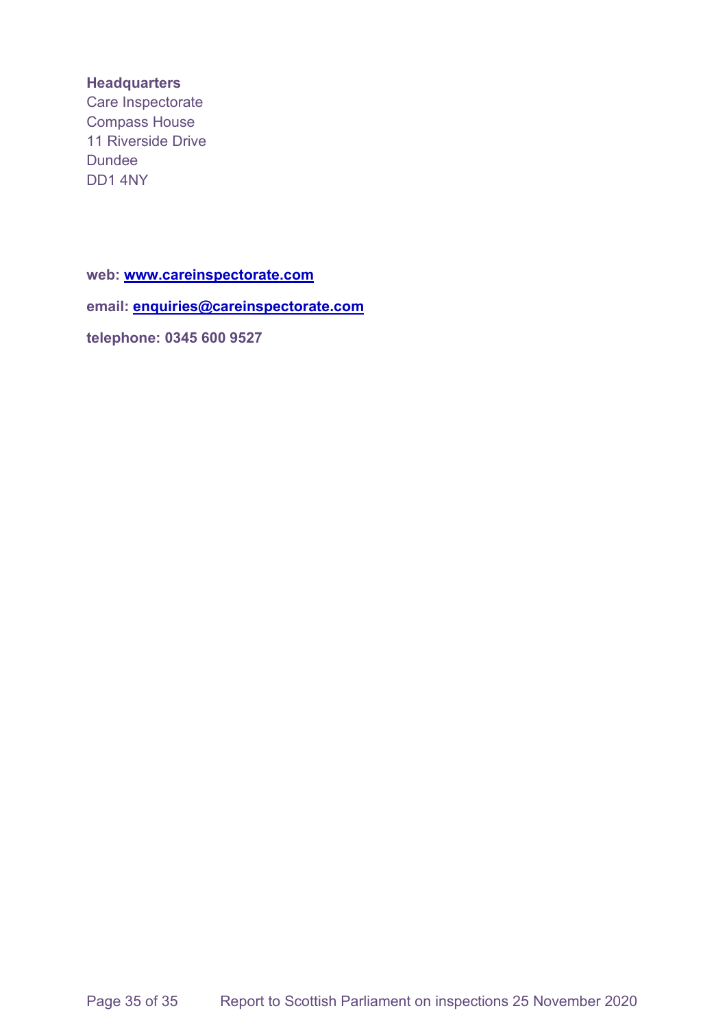**Headquarters**
Care Inspectorate
Compass House
11 Riverside Drive
Dundee
DD1 4NY

**web: [www.careinspectorate.com](http://www.careinspectorate.com)**

**email: [enquiries@careinspectorate.com](mailto:enquiries@careinspectorate.com)**

**telephone: 0345 600 9527**